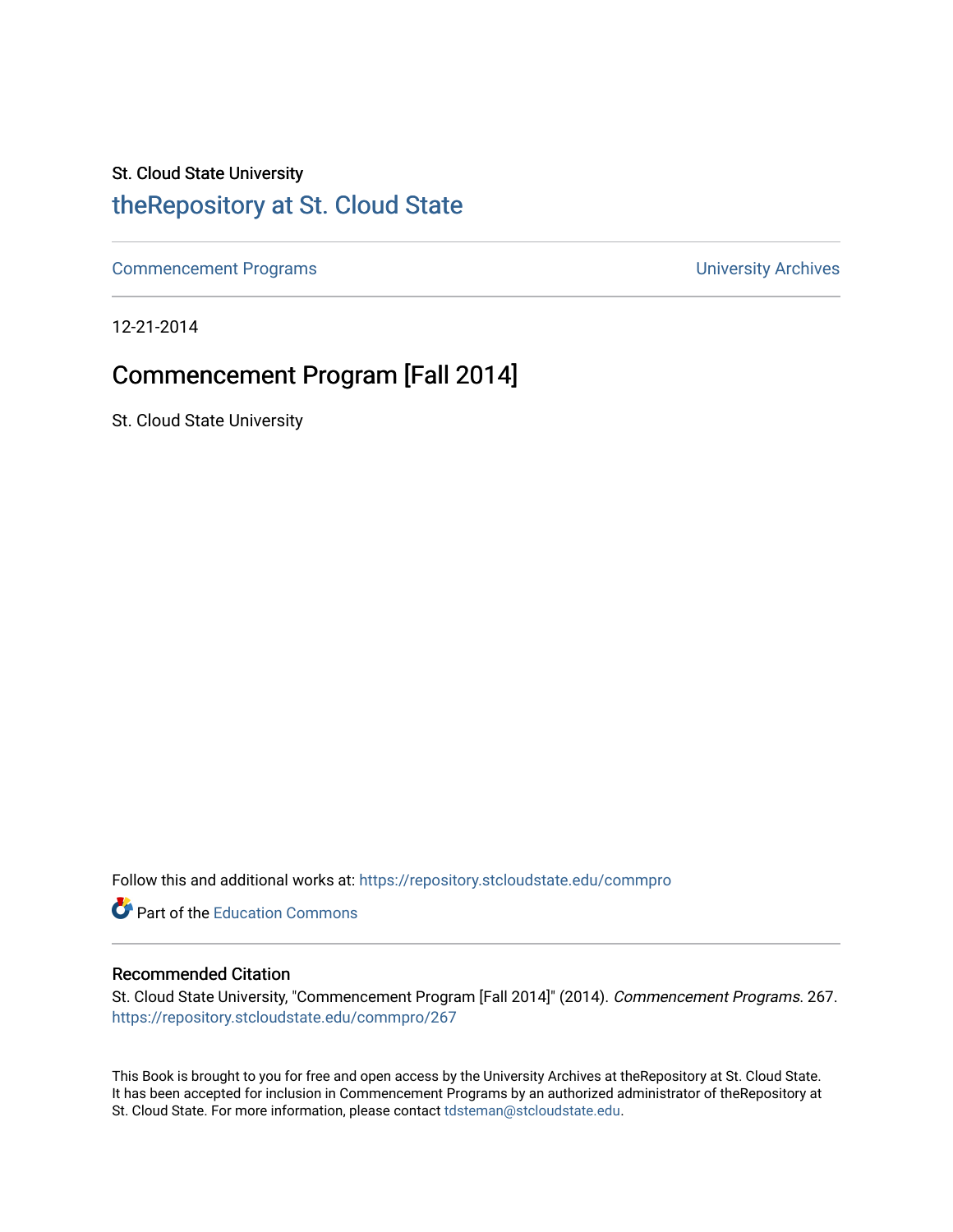St. Cloud State University

theRepository at St. Cloud State

Commencement Programs | University Archives

12-21-2014

# Commencement Program [Fall 2014]

St. Cloud State University

Follow this and additional works at: https://repository.stcloudstate.edu/commpro

Part of the Education Commons

## Recommended Citation

St. Cloud State University, "Commencement Program [Fall 2014]" (2014). *Commencement Programs*. 267.
https://repository.stcloudstate.edu/commpro/267

This Book is brought to you for free and open access by the University Archives at theRepository at St. Cloud State. It has been accepted for inclusion in Commencement Programs by an authorized administrator of theRepository at St. Cloud State. For more information, please contact tdsteman@stcloudstate.edu.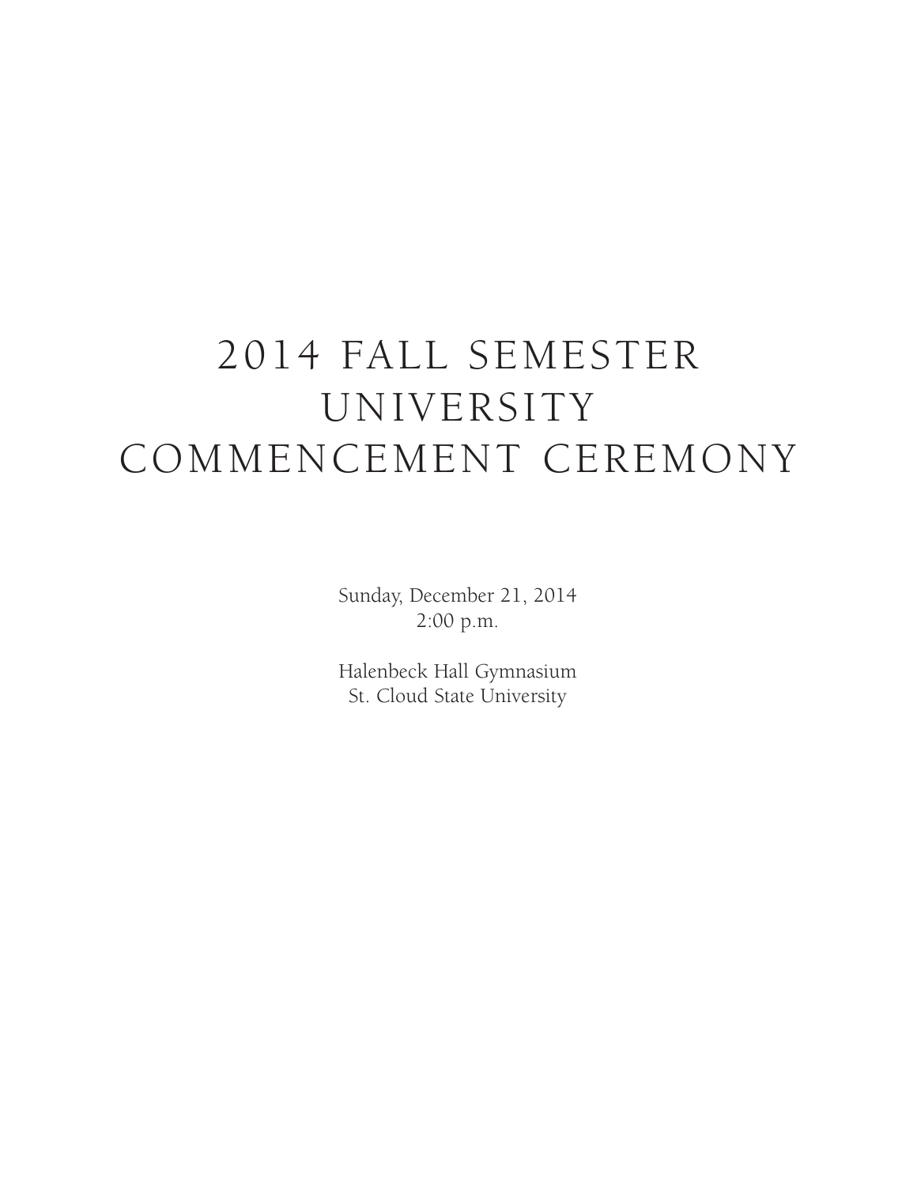# 2014 FALL SEMESTER UNIVERSITY COMMENCEMENT CEREMONY

Sunday, December 21, 2014
2:00 p.m.

Halenbeck Hall Gymnasium
St. Cloud State University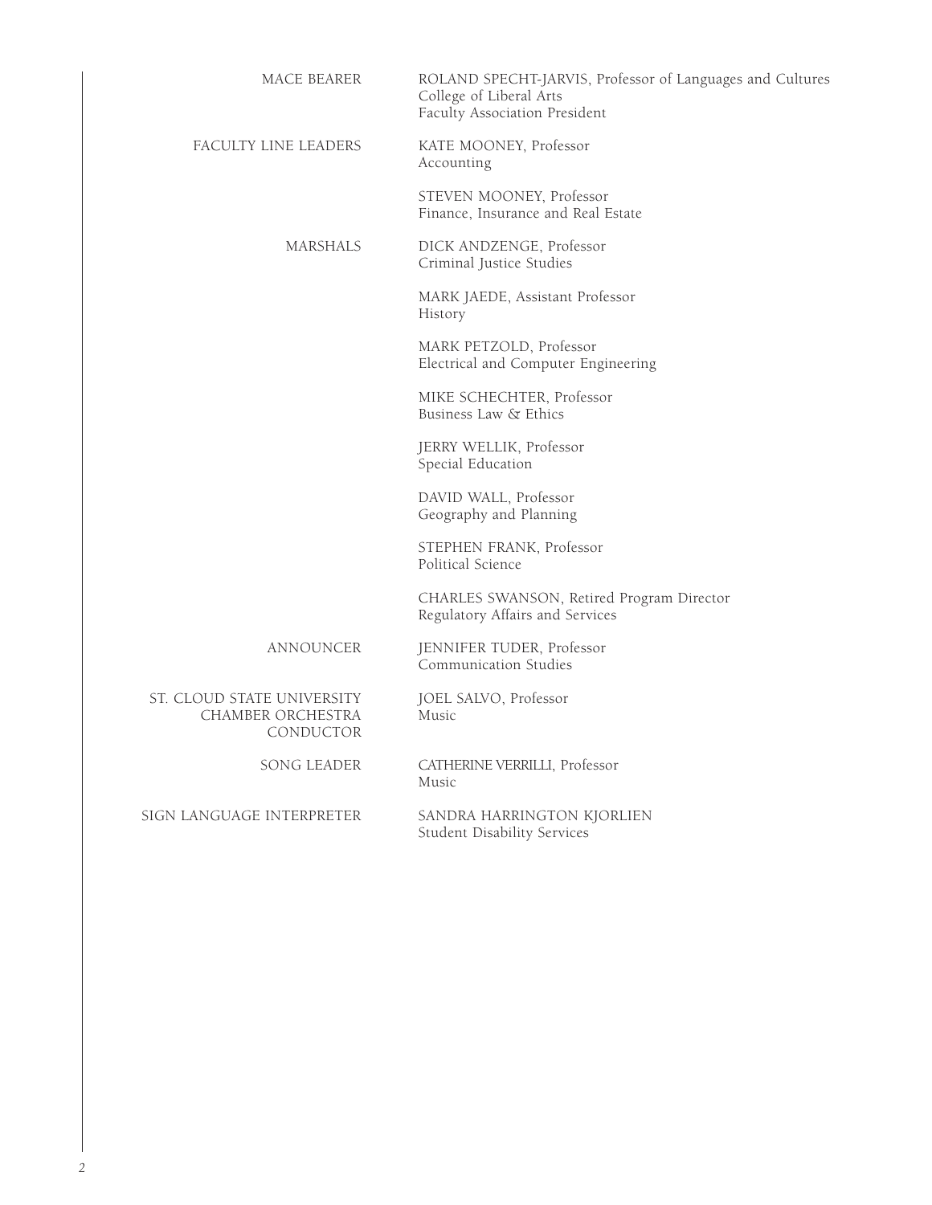| | |
|---|---|
| MACE BEARER | ROLAND SPECHT-JARVIS, Professor of Languages and Cultures<br>College of Liberal Arts<br>Faculty Association President |
| FACULTY LINE LEADERS | KATE MOONEY, Professor<br>Accounting |
| | STEVEN MOONEY, Professor<br>Finance, Insurance and Real Estate |
| MARSHALS | DICK ANDZENGE, Professor<br>Criminal Justice Studies |
| | MARK JAEDE, Assistant Professor<br>History |
| | MARK PETZOLD, Professor<br>Electrical and Computer Engineering |
| | MIKE SCHECHTER, Professor<br>Business Law & Ethics |
| | JERRY WELLIK, Professor<br>Special Education |
| | DAVID WALL, Professor<br>Geography and Planning |
| | STEPHEN FRANK, Professor<br>Political Science |
| | CHARLES SWANSON, Retired Program Director<br>Regulatory Affairs and Services |
| ANNOUNCER | JENNIFER TUDER, Professor<br>Communication Studies |
| ST. CLOUD STATE UNIVERSITY CHAMBER ORCHESTRA CONDUCTOR | JOEL SALVO, Professor<br>Music |
| SONG LEADER | CATHERINE VERRILLI, Professor<br>Music |
| SIGN LANGUAGE INTERPRETER | SANDRA HARRINGTON KJORLIEN<br>Student Disability Services |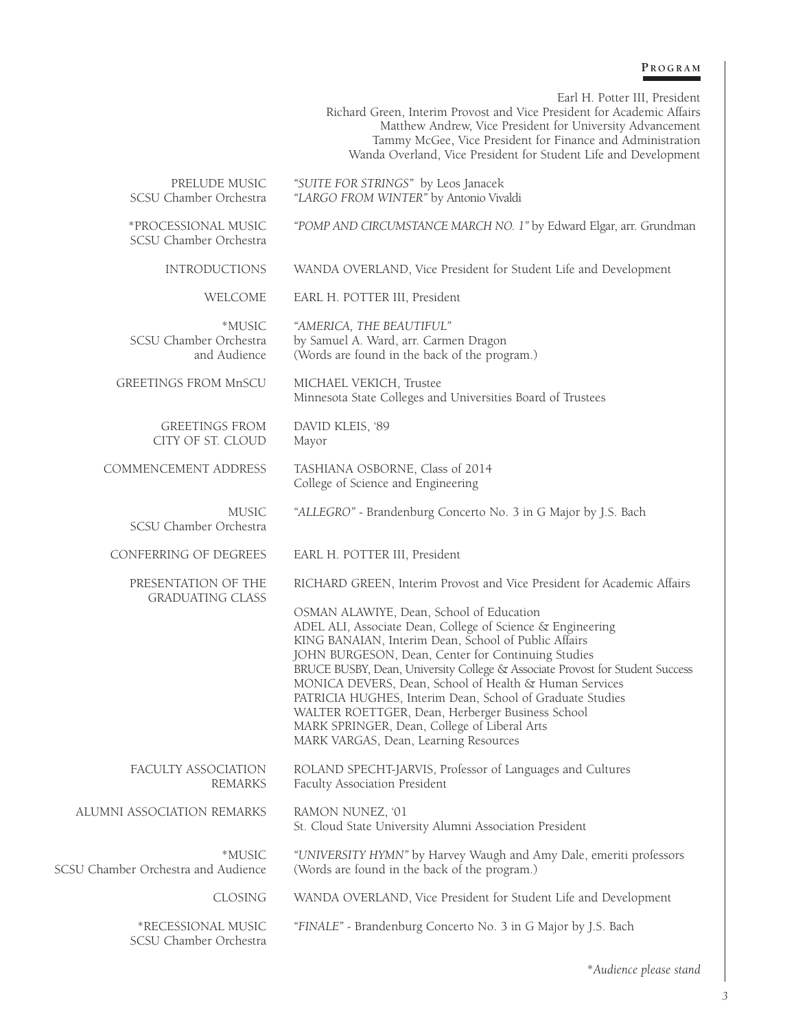## Program

Earl H. Potter III, President
Richard Green, Interim Provost and Vice President for Academic Affairs
Matthew Andrew, Vice President for University Advancement
Tammy McGee, Vice President for Finance and Administration
Wanda Overland, Vice President for Student Life and Development

| | |
|---|---|
| PRELUDE MUSIC<br>SCSU Chamber Orchestra | *"SUITE FOR STRINGS"* by Leos Janacek<br>*"LARGO FROM WINTER"* by Antonio Vivaldi |
| *PROCESSIONAL MUSIC<br>SCSU Chamber Orchestra | *"POMP AND CIRCUMSTANCE MARCH NO. 1"* by Edward Elgar, arr. Grundman |
| INTRODUCTIONS | WANDA OVERLAND, Vice President for Student Life and Development |
| WELCOME | EARL H. POTTER III, President |
| *MUSIC<br>SCSU Chamber Orchestra<br>and Audience | *"AMERICA, THE BEAUTIFUL"*<br>by Samuel A. Ward, arr. Carmen Dragon<br>(Words are found in the back of the program.) |
| GREETINGS FROM MnSCU | MICHAEL VEKICH, Trustee<br>Minnesota State Colleges and Universities Board of Trustees |
| GREETINGS FROM<br>CITY OF ST. CLOUD | DAVID KLEIS, '89<br>Mayor |
| COMMENCEMENT ADDRESS | TASHIANA OSBORNE, Class of 2014<br>College of Science and Engineering |
| MUSIC<br>SCSU Chamber Orchestra | *"ALLEGRO"* - Brandenburg Concerto No. 3 in G Major by J.S. Bach |
| CONFERRING OF DEGREES | EARL H. POTTER III, President |
| PRESENTATION OF THE<br>GRADUATING CLASS | RICHARD GREEN, Interim Provost and Vice President for Academic Affairs<br><br>OSMAN ALAWIYE, Dean, School of Education<br>ADEL ALI, Associate Dean, College of Science & Engineering<br>KING BANAIAN, Interim Dean, School of Public Affairs<br>JOHN BURGESON, Dean, Center for Continuing Studies<br>BRUCE BUSBY, Dean, University College & Associate Provost for Student Success<br>MONICA DEVERS, Dean, School of Health & Human Services<br>PATRICIA HUGHES, Interim Dean, School of Graduate Studies<br>WALTER ROETTGER, Dean, Herberger Business School<br>MARK SPRINGER, Dean, College of Liberal Arts<br>MARK VARGAS, Dean, Learning Resources |
| FACULTY ASSOCIATION<br>REMARKS | ROLAND SPECHT-JARVIS, Professor of Languages and Cultures<br>Faculty Association President |
| ALUMNI ASSOCIATION REMARKS | RAMON NUNEZ, '01<br>St. Cloud State University Alumni Association President |
| *MUSIC<br>SCSU Chamber Orchestra and Audience | *"UNIVERSITY HYMN"* by Harvey Waugh and Amy Dale, emeriti professors<br>(Words are found in the back of the program.) |
| CLOSING | WANDA OVERLAND, Vice President for Student Life and Development |
| *RECESSIONAL MUSIC<br>SCSU Chamber Orchestra | *"FINALE"* - Brandenburg Concerto No. 3 in G Major by J.S. Bach |

*\*Audience please stand*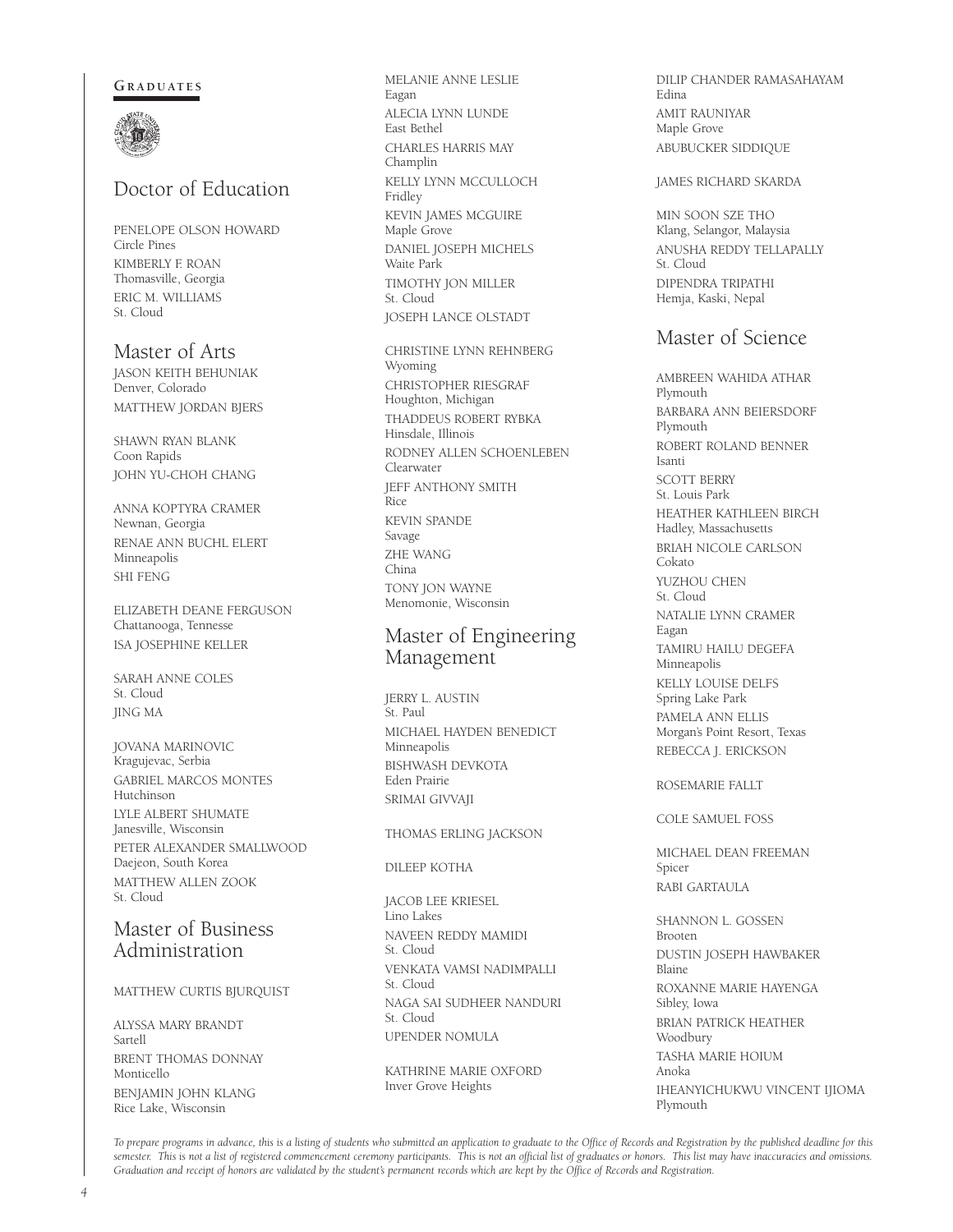**GRADUATES**

## Doctor of Education

PENELOPE OLSON HOWARD
Circle Pines

KIMBERLY F. ROAN
Thomasville, Georgia

ERIC M. WILLIAMS
St. Cloud

## Master of Arts

JASON KEITH BEHUNIAK
Denver, Colorado

MATTHEW JORDAN BJERS

SHAWN RYAN BLANK
Coon Rapids

JOHN YU-CHOH CHANG

ANNA KOPTYRA CRAMER
Newnan, Georgia

RENAE ANN BUCHL ELERT
Minneapolis

SHI FENG

ELIZABETH DEANE FERGUSON
Chattanooga, Tennesse

ISA JOSEPHINE KELLER

SARAH ANNE COLES
St. Cloud

JING MA

JOVANA MARINOVIC
Kragujevac, Serbia

GABRIEL MARCOS MONTES
Hutchinson

LYLE ALBERT SHUMATE
Janesville, Wisconsin

PETER ALEXANDER SMALLWOOD
Daejeon, South Korea

MATTHEW ALLEN ZOOK
St. Cloud

## Master of Business Administration

MATTHEW CURTIS BJURQUIST

ALYSSA MARY BRANDT
Sartell

BRENT THOMAS DONNAY
Monticello

BENJAMIN JOHN KLANG
Rice Lake, Wisconsin

MELANIE ANNE LESLIE
Eagan

ALECIA LYNN LUNDE
East Bethel

CHARLES HARRIS MAY
Champlin

KELLY LYNN MCCULLOCH
Fridley

KEVIN JAMES MCGUIRE
Maple Grove

DANIEL JOSEPH MICHELS
Waite Park

TIMOTHY JON MILLER
St. Cloud

JOSEPH LANCE OLSTADT

CHRISTINE LYNN REHNBERG
Wyoming

CHRISTOPHER RIESGRAF
Houghton, Michigan

THADDEUS ROBERT RYBKA
Hinsdale, Illinois

RODNEY ALLEN SCHOENLEBEN
Clearwater

JEFF ANTHONY SMITH
Rice

KEVIN SPANDE
Savage

ZHE WANG
China

TONY JON WAYNE
Menomonie, Wisconsin

## Master of Engineering Management

JERRY L. AUSTIN
St. Paul

MICHAEL HAYDEN BENEDICT
Minneapolis

BISHWASH DEVKOTA
Eden Prairie

SRIMAI GIVVAJI

THOMAS ERLING JACKSON

DILEEP KOTHA

JACOB LEE KRIESEL
Lino Lakes

NAVEEN REDDY MAMIDI
St. Cloud

VENKATA VAMSI NADIMPALLI
St. Cloud

NAGA SAI SUDHEER NANDURI
St. Cloud

UPENDER NOMULA

KATHRINE MARIE OXFORD
Inver Grove Heights

DILIP CHANDER RAMASAHAYAM
Edina

AMIT RAUNIYAR
Maple Grove

ABUBUCKER SIDDIQUE

JAMES RICHARD SKARDA

MIN SOON SZE THO
Klang, Selangor, Malaysia

ANUSHA REDDY TELLAPALLY
St. Cloud

DIPENDRA TRIPATHI
Hemja, Kaski, Nepal

## Master of Science

AMBREEN WAHIDA ATHAR
Plymouth

BARBARA ANN BEIERSDORF
Plymouth

ROBERT ROLAND BENNER
Isanti

SCOTT BERRY
St. Louis Park

HEATHER KATHLEEN BIRCH
Hadley, Massachusetts

BRIAH NICOLE CARLSON
Cokato

YUZHOU CHEN
St. Cloud

NATALIE LYNN CRAMER
Eagan

TAMIRU HAILU DEGEFA
Minneapolis

KELLY LOUISE DELFS
Spring Lake Park

PAMELA ANN ELLIS
Morgan's Point Resort, Texas

REBECCA J. ERICKSON

ROSEMARIE FALLT

COLE SAMUEL FOSS

MICHAEL DEAN FREEMAN
Spicer

RABI GARTAULA

SHANNON L. GOSSEN
Brooten

DUSTIN JOSEPH HAWBAKER
Blaine

ROXANNE MARIE HAYENGA
Sibley, Iowa

BRIAN PATRICK HEATHER
Woodbury

TASHA MARIE HOIUM
Anoka

IHEANYICHUKWU VINCENT IJIOMA
Plymouth

*To prepare programs in advance, this is a listing of students who submitted an application to graduate to the Office of Records and Registration by the published deadline for this semester. This is not a list of registered commencement ceremony participants. This is not an official list of graduates or honors. This list may have inaccuracies and omissions. Graduation and receipt of honors are validated by the student's permanent records which are kept by the Office of Records and Registration.*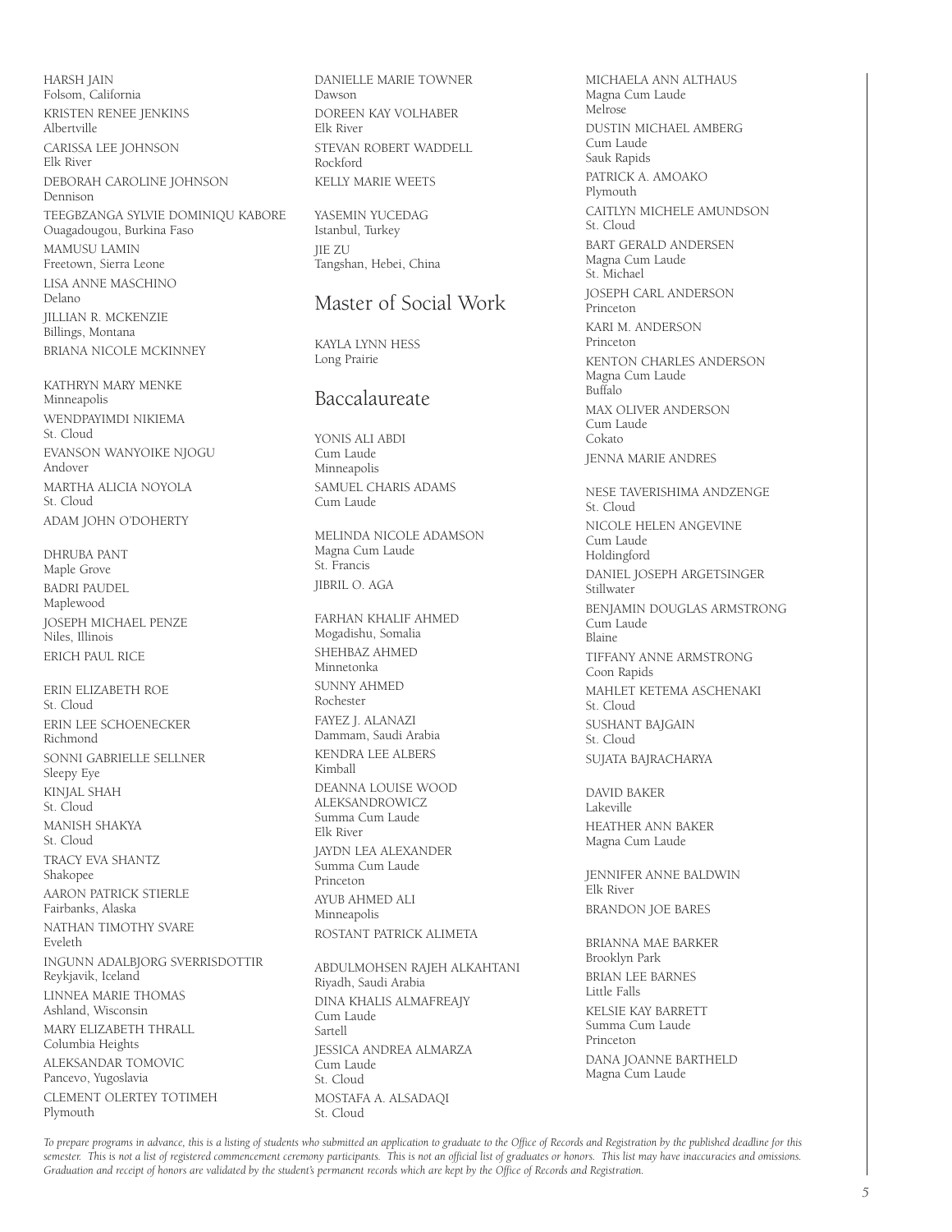HARSH JAIN
Folsom, California

KRISTEN RENEE JENKINS
Albertville

CARISSA LEE JOHNSON
Elk River

DEBORAH CAROLINE JOHNSON
Dennison

TEEGBZANGA SYLVIE DOMINIQU KABORE
Ouagadougou, Burkina Faso

MAMUSU LAMIN
Freetown, Sierra Leone

LISA ANNE MASCHINO
Delano

JILLIAN R. MCKENZIE
Billings, Montana

BRIANA NICOLE MCKINNEY

KATHRYN MARY MENKE
Minneapolis

WENDPAYIMDI NIKIEMA
St. Cloud

EVANSON WANYOIKE NJOGU
Andover

MARTHA ALICIA NOYOLA
St. Cloud

ADAM JOHN O'DOHERTY

DHRUBA PANT
Maple Grove

BADRI PAUDEL
Maplewood

JOSEPH MICHAEL PENZE
Niles, Illinois

ERICH PAUL RICE

ERIN ELIZABETH ROE
St. Cloud

ERIN LEE SCHOENECKER
Richmond

SONNI GABRIELLE SELLNER
Sleepy Eye

KINJAL SHAH
St. Cloud

MANISH SHAKYA
St. Cloud

TRACY EVA SHANTZ
Shakopee

AARON PATRICK STIERLE
Fairbanks, Alaska

NATHAN TIMOTHY SVARE
Eveleth

INGUNN ADALBJORG SVERRISDOTTIR
Reykjavik, Iceland

LINNEA MARIE THOMAS
Ashland, Wisconsin

MARY ELIZABETH THRALL
Columbia Heights

ALEKSANDAR TOMOVIC
Pancevo, Yugoslavia

CLEMENT OLERTEY TOTIMEH
Plymouth

DANIELLE MARIE TOWNER
Dawson

DOREEN KAY VOLHABER
Elk River

STEVAN ROBERT WADDELL
Rockford

KELLY MARIE WEETS

YASEMIN YUCEDAG
Istanbul, Turkey

JIE ZU
Tangshan, Hebei, China

## Master of Social Work

KAYLA LYNN HESS
Long Prairie

## Baccalaureate

YONIS ALI ABDI
Cum Laude
Minneapolis

SAMUEL CHARIS ADAMS
Cum Laude

MELINDA NICOLE ADAMSON
Magna Cum Laude
St. Francis

JIBRIL O. AGA

FARHAN KHALIF AHMED
Mogadishu, Somalia

SHEHBAZ AHMED
Minnetonka

SUNNY AHMED
Rochester

FAYEZ J. ALANAZI
Dammam, Saudi Arabia

KENDRA LEE ALBERS
Kimball

DEANNA LOUISE WOOD ALEKSANDROWICZ
Summa Cum Laude
Elk River

JAYDN LEA ALEXANDER
Summa Cum Laude
Princeton

AYUB AHMED ALI
Minneapolis

ROSTANT PATRICK ALIMETA

ABDULMOHSEN RAJEH ALKAHTANI
Riyadh, Saudi Arabia

DINA KHALIS ALMAFREAJY
Cum Laude
Sartell

JESSICA ANDREA ALMARZA
Cum Laude
St. Cloud

MOSTAFA A. ALSADAQI
St. Cloud

MICHAELA ANN ALTHAUS
Magna Cum Laude
Melrose

DUSTIN MICHAEL AMBERG
Cum Laude
Sauk Rapids

PATRICK A. AMOAKO
Plymouth

CAITLYN MICHELE AMUNDSON
St. Cloud

BART GERALD ANDERSEN
Magna Cum Laude
St. Michael

JOSEPH CARL ANDERSON
Princeton

KARI M. ANDERSON
Princeton

KENTON CHARLES ANDERSON
Magna Cum Laude
Buffalo

MAX OLIVER ANDERSON
Cum Laude
Cokato

JENNA MARIE ANDRES

NESE TAVERISHIMA ANDZENGE
St. Cloud

NICOLE HELEN ANGEVINE
Cum Laude
Holdingford

DANIEL JOSEPH ARGETSINGER
Stillwater

BENJAMIN DOUGLAS ARMSTRONG
Cum Laude
Blaine

TIFFANY ANNE ARMSTRONG
Coon Rapids

MAHLET KETEMA ASCHENAKI
St. Cloud

SUSHANT BAJGAIN
St. Cloud

SUJATA BAJRACHARYA

DAVID BAKER
Lakeville

HEATHER ANN BAKER
Magna Cum Laude

JENNIFER ANNE BALDWIN
Elk River

BRANDON JOE BARES

BRIANNA MAE BARKER
Brooklyn Park

BRIAN LEE BARNES
Little Falls

KELSIE KAY BARRETT
Summa Cum Laude
Princeton

DANA JOANNE BARTHELD
Magna Cum Laude

*To prepare programs in advance, this is a listing of students who submitted an application to graduate to the Office of Records and Registration by the published deadline for this semester. This is not a list of registered commencement ceremony participants. This is not an official list of graduates or honors. This list may have inaccuracies and omissions. Graduation and receipt of honors are validated by the student's permanent records which are kept by the Office of Records and Registration.*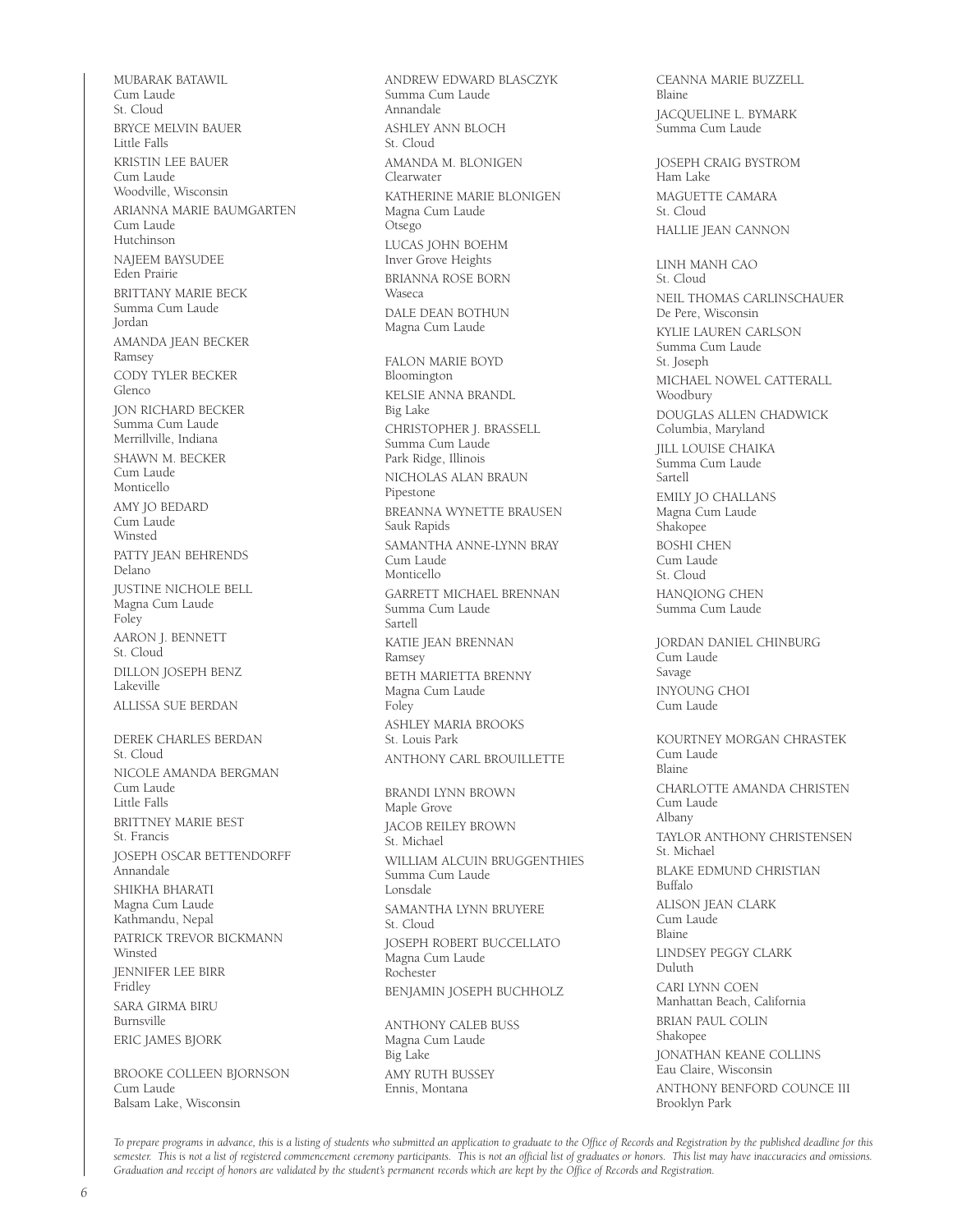MUBARAK BATAWIL
Cum Laude
St. Cloud

BRYCE MELVIN BAUER
Little Falls

KRISTIN LEE BAUER
Cum Laude
Woodville, Wisconsin

ARIANNA MARIE BAUMGARTEN
Cum Laude
Hutchinson

NAJEEM BAYSUDEE
Eden Prairie

BRITTANY MARIE BECK
Summa Cum Laude
Jordan

AMANDA JEAN BECKER
Ramsey

CODY TYLER BECKER
Glenco

JON RICHARD BECKER
Summa Cum Laude
Merrillville, Indiana

SHAWN M. BECKER
Cum Laude
Monticello

AMY JO BEDARD
Cum Laude
Winsted

PATTY JEAN BEHRENDS
Delano

JUSTINE NICHOLE BELL
Magna Cum Laude
Foley

AARON J. BENNETT
St. Cloud

DILLON JOSEPH BENZ
Lakeville

ALLISSA SUE BERDAN

DEREK CHARLES BERDAN
St. Cloud

NICOLE AMANDA BERGMAN
Cum Laude
Little Falls

BRITTNEY MARIE BEST
St. Francis

JOSEPH OSCAR BETTENDORFF
Annandale

SHIKHA BHARATI
Magna Cum Laude
Kathmandu, Nepal

PATRICK TREVOR BICKMANN
Winsted

JENNIFER LEE BIRR
Fridley

SARA GIRMA BIRU
Burnsville

ERIC JAMES BJORK

BROOKE COLLEEN BJORNSON
Cum Laude
Balsam Lake, Wisconsin

ANDREW EDWARD BLASCZYK
Summa Cum Laude
Annandale

ASHLEY ANN BLOCH
St. Cloud

AMANDA M. BLONIGEN
Clearwater

KATHERINE MARIE BLONIGEN
Magna Cum Laude
Otsego

LUCAS JOHN BOEHM
Inver Grove Heights

BRIANNA ROSE BORN
Waseca

DALE DEAN BOTHUN
Magna Cum Laude

FALON MARIE BOYD
Bloomington

KELSIE ANNA BRANDL
Big Lake

CHRISTOPHER J. BRASSELL
Summa Cum Laude
Park Ridge, Illinois

NICHOLAS ALAN BRAUN
Pipestone

BREANNA WYNETTE BRAUSEN
Sauk Rapids

SAMANTHA ANNE-LYNN BRAY
Cum Laude
Monticello

GARRETT MICHAEL BRENNAN
Summa Cum Laude
Sartell

KATIE JEAN BRENNAN
Ramsey

BETH MARIETTA BRENNY
Magna Cum Laude
Foley

ASHLEY MARIA BROOKS
St. Louis Park

ANTHONY CARL BROUILLETTE

BRANDI LYNN BROWN
Maple Grove

JACOB REILEY BROWN
St. Michael

WILLIAM ALCUIN BRUGGENTHIES
Summa Cum Laude
Lonsdale

SAMANTHA LYNN BRUYERE
St. Cloud

JOSEPH ROBERT BUCCELLATO
Magna Cum Laude
Rochester

BENJAMIN JOSEPH BUCHHOLZ

ANTHONY CALEB BUSS
Magna Cum Laude
Big Lake

AMY RUTH BUSSEY
Ennis, Montana

CEANNA MARIE BUZZELL
Blaine

JACQUELINE L. BYMARK
Summa Cum Laude

JOSEPH CRAIG BYSTROM
Ham Lake

MAGUETTE CAMARA
St. Cloud

HALLIE JEAN CANNON

LINH MANH CAO
St. Cloud

NEIL THOMAS CARLINSCHAUER
De Pere, Wisconsin

KYLIE LAUREN CARLSON
Summa Cum Laude
St. Joseph

MICHAEL NOWEL CATTERALL
Woodbury

DOUGLAS ALLEN CHADWICK
Columbia, Maryland

JILL LOUISE CHAIKA
Summa Cum Laude
Sartell

EMILY JO CHALLANS
Magna Cum Laude
Shakopee

BOSHI CHEN
Cum Laude
St. Cloud

HANQIONG CHEN
Summa Cum Laude

JORDAN DANIEL CHINBURG
Cum Laude
Savage

INYOUNG CHOI
Cum Laude

KOURTNEY MORGAN CHRASTEK
Cum Laude
Blaine

CHARLOTTE AMANDA CHRISTEN
Cum Laude
Albany

TAYLOR ANTHONY CHRISTENSEN
St. Michael

BLAKE EDMUND CHRISTIAN
Buffalo

ALISON JEAN CLARK
Cum Laude
Blaine

LINDSEY PEGGY CLARK
Duluth

CARI LYNN COEN
Manhattan Beach, California

BRIAN PAUL COLIN
Shakopee

JONATHAN KEANE COLLINS
Eau Claire, Wisconsin

ANTHONY BENFORD COUNCE III
Brooklyn Park

*To prepare programs in advance, this is a listing of students who submitted an application to graduate to the Office of Records and Registration by the published deadline for this semester. This is not a list of registered commencement ceremony participants. This is not an official list of graduates or honors. This list may have inaccuracies and omissions. Graduation and receipt of honors are validated by the student's permanent records which are kept by the Office of Records and Registration.*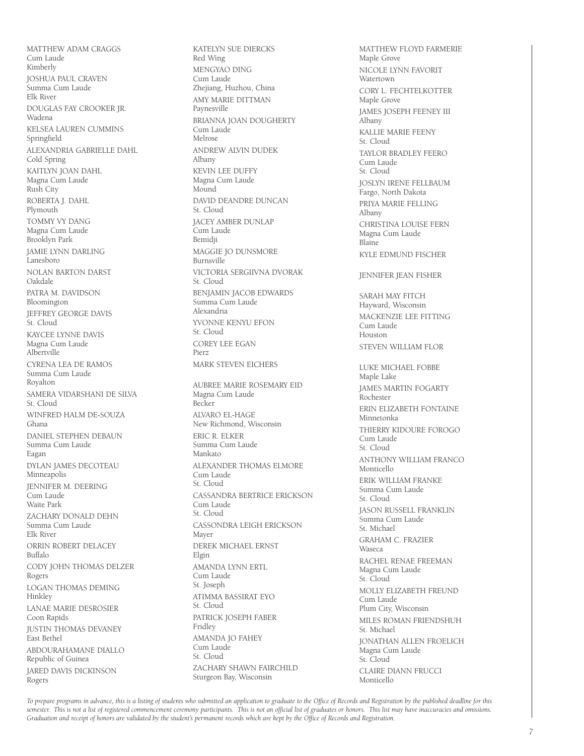MATTHEW ADAM CRAGGS
Cum Laude
Kimberly

JOSHUA PAUL CRAVEN
Summa Cum Laude
Elk River

DOUGLAS FAY CROOKER JR.
Wadena

KELSEA LAUREN CUMMINS
Springfield

ALEXANDRIA GABRIELLE DAHL
Cold Spring

KAITLYN JOAN DAHL
Magna Cum Laude
Rush City

ROBERTA J. DAHL
Plymouth

TOMMY VY DANG
Magna Cum Laude
Brooklyn Park

JAMIE LYNN DARLING
Lanesboro

NOLAN BARTON DARST
Oakdale

PATRA M. DAVIDSON
Bloomington

JEFFREY GEORGE DAVIS
St. Cloud

KAYCEE LYNNE DAVIS
Magna Cum Laude
Albertville

CYRENA LEA DE RAMOS
Summa Cum Laude
Royalton

SAMERA VIDARSHANI DE SILVA
St. Cloud

WINFRED HALM DE-SOUZA
Ghana

DANIEL STEPHEN DEBAUN
Summa Cum Laude
Eagan

DYLAN JAMES DECOTEAU
Minneapolis

JENNIFER M. DEERING
Cum Laude
Waite Park

ZACHARY DONALD DEHN
Summa Cum Laude
Elk River

ORRIN ROBERT DELACEY
Buffalo

CODY JOHN THOMAS DELZER
Rogers

LOGAN THOMAS DEMING
Hinkley

LANAE MARIE DESROSIER
Coon Rapids

JUSTIN THOMAS DEVANEY
East Bethel

ABDOURAHAMANE DIALLO
Republic of Guinea

JARED DAVIS DICKINSON
Rogers

KATELYN SUE DIERCKS
Red Wing

MENGYAO DING
Cum Laude
Zhejiang, Huzhou, China

AMY MARIE DITTMAN
Paynesville

BRIANNA JOAN DOUGHERTY
Cum Laude
Melrose

ANDREW ALVIN DUDEK
Albany

KEVIN LEE DUFFY
Magna Cum Laude
Mound

DAVID DEANDRE DUNCAN
St. Cloud

JACEY AMBER DUNLAP
Cum Laude
Bemidji

MAGGIE JO DUNSMORE
Burnsville

VICTORIA SERGIIVNA DVORAK
St. Cloud

BENJAMIN JACOB EDWARDS
Summa Cum Laude
Alexandria

YVONNE KENYU EFON
St. Cloud

COREY LEE EGAN
Pierz

MARK STEVEN EICHERS

AUBREE MARIE ROSEMARY EID
Magna Cum Laude
Becker

ALVARO EL-HAGE
New Richmond, Wisconsin

ERIC R. ELKER
Summa Cum Laude
Mankato

ALEXANDER THOMAS ELMORE
Cum Laude
St. Cloud

CASSANDRA BERTRICE ERICKSON
Cum Laude
St. Cloud

CASSONDRA LEIGH ERICKSON
Mayer

DEREK MICHAEL ERNST
Elgin

AMANDA LYNN ERTL
Cum Laude
St. Joseph

ATIMMA BASSIRAT EYO
St. Cloud

PATRICK JOSEPH FABER
Fridley

AMANDA JO FAHEY
Cum Laude
St. Cloud

ZACHARY SHAWN FAIRCHILD
Sturgeon Bay, Wisconsin

MATTHEW FLOYD FARMERIE
Maple Grove

NICOLE LYNN FAVORIT
Watertown

CORY L. FECHTELKOTTER
Maple Grove

JAMES JOSEPH FEENEY III
Albany

KALLIE MARIE FEENY
St. Cloud

TAYLOR BRADLEY FEERO
Cum Laude
St. Cloud

JOSLYN IRENE FELLBAUM
Fargo, North Dakota

PRIYA MARIE FELLING
Albany

CHRISTINA LOUISE FERN
Magna Cum Laude
Blaine

KYLE EDMUND FISCHER

JENNIFER JEAN FISHER

SARAH MAY FITCH
Hayward, Wisconsin

MACKENZIE LEE FITTING
Cum Laude
Houston

STEVEN WILLIAM FLOR

LUKE MICHAEL FOBBE
Maple Lake

JAMES MARTIN FOGARTY
Rochester

ERIN ELIZABETH FONTAINE
Minnetonka

THIERRY KIDOURE FOROGO
Cum Laude
St. Cloud

ANTHONY WILLIAM FRANCO
Monticello

ERIK WILLIAM FRANKE
Summa Cum Laude
St. Cloud

JASON RUSSELL FRANKLIN
Summa Cum Laude
St. Michael

GRAHAM C. FRAZIER
Waseca

RACHEL RENAE FREEMAN
Magna Cum Laude
St. Cloud

MOLLY ELIZABETH FREUND
Cum Laude
Plum City, Wisconsin

MILES ROMAN FRIENDSHUH
St. Michael

JONATHAN ALLEN FROELICH
Magna Cum Laude
St. Cloud

CLAIRE DIANN FRUCCI
Monticello

*To prepare programs in advance, this is a listing of students who submitted an application to graduate to the Office of Records and Registration by the published deadline for this semester. This is not a list of registered commencement ceremony participants. This is not an official list of graduates or honors. This list may have inaccuracies and omissions. Graduation and receipt of honors are validated by the student's permanent records which are kept by the Office of Records and Registration.*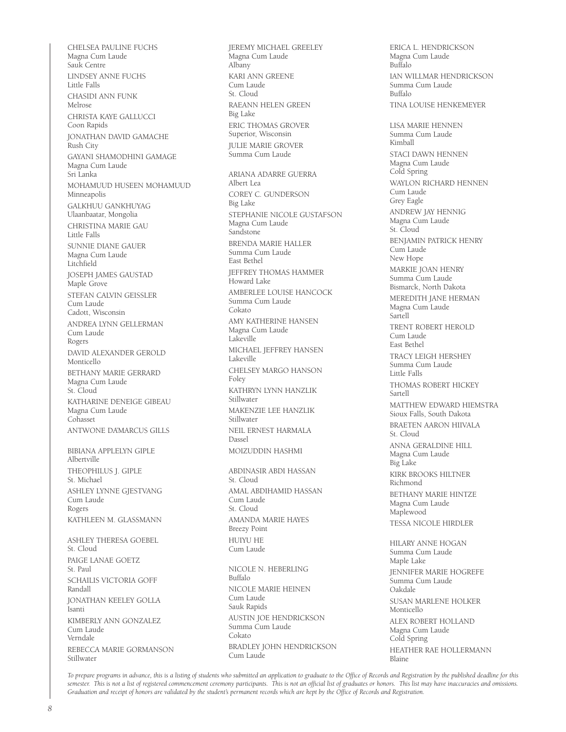CHELSEA PAULINE FUCHS
Magna Cum Laude
Sauk Centre

LINDSEY ANNE FUCHS
Little Falls

CHASIDI ANN FUNK
Melrose

CHRISTA KAYE GALLUCCI
Coon Rapids

JONATHAN DAVID GAMACHE
Rush City

GAYANI SHAMODHINI GAMAGE
Magna Cum Laude
Sri Lanka

MOHAMUUD HUSEEN MOHAMUUD
Minneapolis

GALKHUU GANKHUYAG
Ulaanbaatar, Mongolia

CHRISTINA MARIE GAU
Little Falls

SUNNIE DIANE GAUER
Magna Cum Laude
Litchfield

JOSEPH JAMES GAUSTAD
Maple Grove

STEFAN CALVIN GEISSLER
Cum Laude
Cadott, Wisconsin

ANDREA LYNN GELLERMAN
Cum Laude
Rogers

DAVID ALEXANDER GEROLD
Monticello

BETHANY MARIE GERRARD
Magna Cum Laude
St. Cloud

KATHARINE DENEIGE GIBEAU
Magna Cum Laude
Cohasset

ANTWONE DA'MARCUS GILLS

BIBIANA APPLELYN GIPLE
Albertville

THEOPHILUS J. GIPLE
St. Michael

ASHLEY LYNNE GJESTVANG
Cum Laude
Rogers

KATHLEEN M. GLASSMANN

ASHLEY THERESA GOEBEL
St. Cloud

PAIGE LANAE GOETZ
St. Paul

SCHAILIS VICTORIA GOFF
Randall

JONATHAN KEELEY GOLLA
Isanti

KIMBERLY ANN GONZALEZ
Cum Laude
Verndale

REBECCA MARIE GORMANSON
Stillwater

JEREMY MICHAEL GREELEY
Magna Cum Laude
Albany

KARI ANN GREENE
Cum Laude
St. Cloud

RAEANN HELEN GREEN
Big Lake

ERIC THOMAS GROVER
Superior, Wisconsin

JULIE MARIE GROVER
Summa Cum Laude

ARIANA ADARRE GUERRA
Albert Lea

COREY C. GUNDERSON
Big Lake

STEPHANIE NICOLE GUSTAFSON
Magna Cum Laude
Sandstone

BRENDA MARIE HALLER
Summa Cum Laude
East Bethel

JEFFREY THOMAS HAMMER
Howard Lake

AMBERLEE LOUISE HANCOCK
Summa Cum Laude
Cokato

AMY KATHERINE HANSEN
Magna Cum Laude
Lakeville

MICHAEL JEFFREY HANSEN
Lakeville

CHELSEY MARGO HANSON
Foley

KATHRYN LYNN HANZLIK
Stillwater

MAKENZIE LEE HANZLIK
Stillwater

NEIL ERNEST HARMALA
Dassel

MOIZUDDIN HASHMI

ABDINASIR ABDI HASSAN
St. Cloud

AMAL ABDIHAMID HASSAN
Cum Laude
St. Cloud

AMANDA MARIE HAYES
Breezy Point

HUIYU HE
Cum Laude

NICOLE N. HEBERLING
Buffalo

NICOLE MARIE HEINEN
Cum Laude
Sauk Rapids

AUSTIN JOE HENDRICKSON
Summa Cum Laude
Cokato

BRADLEY JOHN HENDRICKSON
Cum Laude

ERICA L. HENDRICKSON
Magna Cum Laude
Buffalo

IAN WILLMAR HENDRICKSON
Summa Cum Laude
Buffalo

TINA LOUISE HENKEMEYER

LISA MARIE HENNEN
Summa Cum Laude
Kimball

STACI DAWN HENNEN
Magna Cum Laude
Cold Spring

WAYLON RICHARD HENNEN
Cum Laude
Grey Eagle

ANDREW JAY HENNIG
Magna Cum Laude
St. Cloud

BENJAMIN PATRICK HENRY
Cum Laude
New Hope

MARKIE JOAN HENRY
Summa Cum Laude
Bismarck, North Dakota

MEREDITH JANE HERMAN
Magna Cum Laude
Sartell

TRENT ROBERT HEROLD
Cum Laude
East Bethel

TRACY LEIGH HERSHEY
Summa Cum Laude
Little Falls

THOMAS ROBERT HICKEY
Sartell

MATTHEW EDWARD HIEMSTRA
Sioux Falls, South Dakota

BRAETEN AARON HIIVALA
St. Cloud

ANNA GERALDINE HILL
Magna Cum Laude
Big Lake

KIRK BROOKS HILTNER
Richmond

BETHANY MARIE HINTZE
Magna Cum Laude
Maplewood

TESSA NICOLE HIRDLER

HILARY ANNE HOGAN
Summa Cum Laude
Maple Lake

JENNIFER MARIE HOGREFE
Summa Cum Laude
Oakdale

SUSAN MARLENE HOLKER
Monticello

ALEX ROBERT HOLLAND
Magna Cum Laude
Cold Spring

HEATHER RAE HOLLERMANN
Blaine

*To prepare programs in advance, this is a listing of students who submitted an application to graduate to the Office of Records and Registration by the published deadline for this semester. This is not a list of registered commencement ceremony participants. This is not an official list of graduates or honors. This list may have inaccuracies and omissions. Graduation and receipt of honors are validated by the student's permanent records which are kept by the Office of Records and Registration.*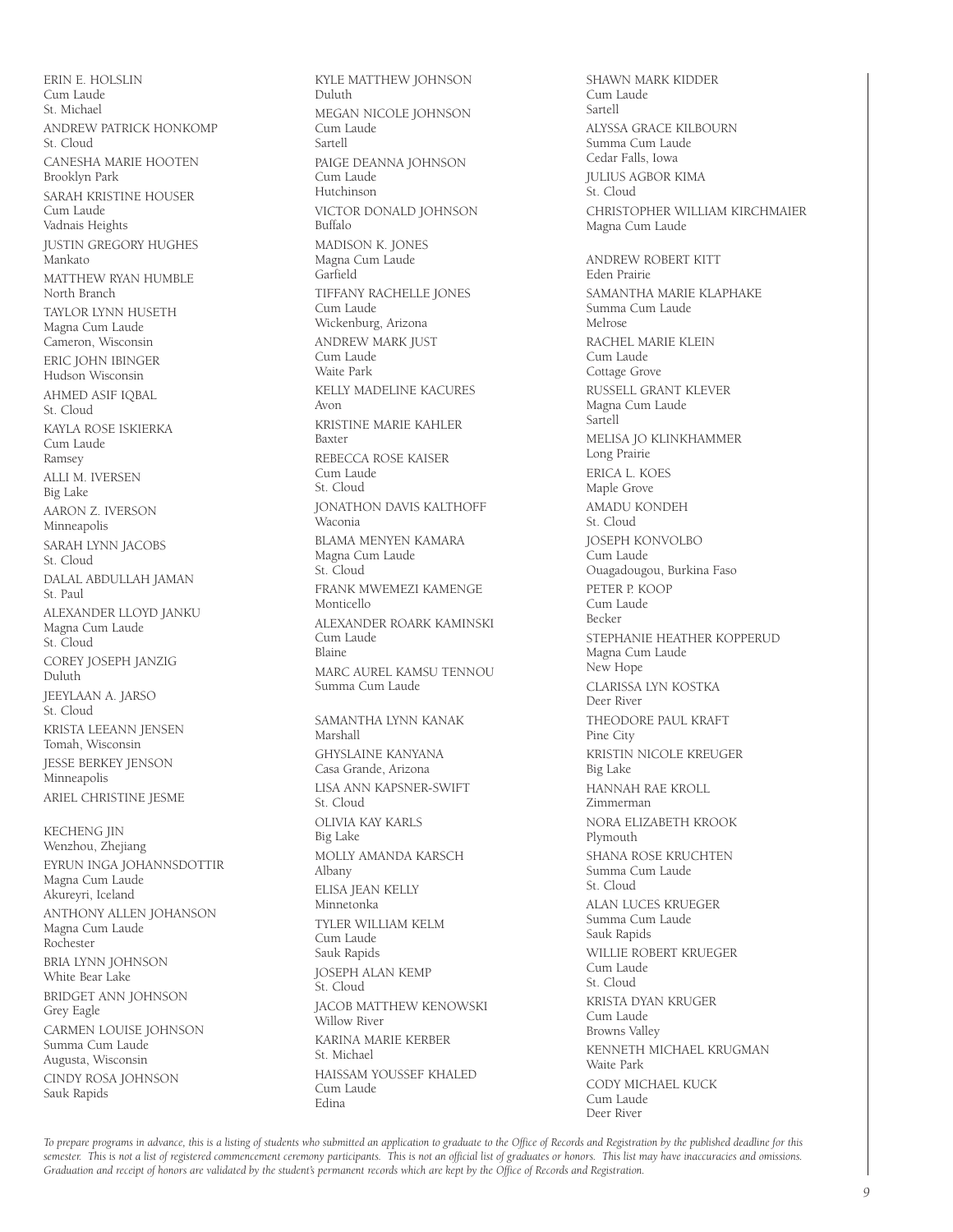ERIN E. HOLSLIN
Cum Laude
St. Michael

ANDREW PATRICK HONKOMP
St. Cloud

CANESHA MARIE HOOTEN
Brooklyn Park

SARAH KRISTINE HOUSER
Cum Laude
Vadnais Heights

JUSTIN GREGORY HUGHES
Mankato

MATTHEW RYAN HUMBLE
North Branch

TAYLOR LYNN HUSETH
Magna Cum Laude
Cameron, Wisconsin

ERIC JOHN IBINGER
Hudson Wisconsin

AHMED ASIF IQBAL
St. Cloud

KAYLA ROSE ISKIERKA
Cum Laude
Ramsey

ALLI M. IVERSEN
Big Lake

AARON Z. IVERSON
Minneapolis

SARAH LYNN JACOBS
St. Cloud

DALAL ABDULLAH JAMAN
St. Paul

ALEXANDER LLOYD JANKU
Magna Cum Laude
St. Cloud

COREY JOSEPH JANZIG
Duluth

JEEYLAAN A. JARSO
St. Cloud

KRISTA LEEANN JENSEN
Tomah, Wisconsin

JESSE BERKEY JENSON
Minneapolis

ARIEL CHRISTINE JESME

KECHENG JIN
Wenzhou, Zhejiang

EYRUN INGA JOHANNSDOTTIR
Magna Cum Laude
Akureyri, Iceland

ANTHONY ALLEN JOHANSON
Magna Cum Laude
Rochester

BRIA LYNN JOHNSON
White Bear Lake

BRIDGET ANN JOHNSON
Grey Eagle

CARMEN LOUISE JOHNSON
Summa Cum Laude
Augusta, Wisconsin

CINDY ROSA JOHNSON
Sauk Rapids

KYLE MATTHEW JOHNSON
Duluth

MEGAN NICOLE JOHNSON
Cum Laude
Sartell

PAIGE DEANNA JOHNSON
Cum Laude
Hutchinson

VICTOR DONALD JOHNSON
Buffalo

MADISON K. JONES
Magna Cum Laude
Garfield

TIFFANY RACHELLE JONES
Cum Laude
Wickenburg, Arizona

ANDREW MARK JUST
Cum Laude
Waite Park

KELLY MADELINE KACURES
Avon

KRISTINE MARIE KAHLER
Baxter

REBECCA ROSE KAISER
Cum Laude
St. Cloud

JONATHON DAVIS KALTHOFF
Waconia

BLAMA MENYEN KAMARA
Magna Cum Laude
St. Cloud

FRANK MWEMEZI KAMENGE
Monticello

ALEXANDER ROARK KAMINSKI
Cum Laude
Blaine

MARC AUREL KAMSU TENNOU
Summa Cum Laude

SAMANTHA LYNN KANAK
Marshall

GHYSLAINE KANYANA
Casa Grande, Arizona

LISA ANN KAPSNER-SWIFT
St. Cloud

OLIVIA KAY KARLS
Big Lake

MOLLY AMANDA KARSCH
Albany

ELISA JEAN KELLY
Minnetonka

TYLER WILLIAM KELM
Cum Laude
Sauk Rapids

JOSEPH ALAN KEMP
St. Cloud

JACOB MATTHEW KENOWSKI
Willow River

KARINA MARIE KERBER
St. Michael

HAISSAM YOUSSEF KHALED
Cum Laude
Edina

SHAWN MARK KIDDER
Cum Laude
Sartell

ALYSSA GRACE KILBOURN
Summa Cum Laude
Cedar Falls, Iowa

JULIUS AGBOR KIMA
St. Cloud

CHRISTOPHER WILLIAM KIRCHMAIER
Magna Cum Laude

ANDREW ROBERT KITT
Eden Prairie

SAMANTHA MARIE KLAPHAKE
Summa Cum Laude
Melrose

RACHEL MARIE KLEIN
Cum Laude
Cottage Grove

RUSSELL GRANT KLEVER
Magna Cum Laude
Sartell

MELISA JO KLINKHAMMER
Long Prairie

ERICA L. KOES
Maple Grove

AMADU KONDEH
St. Cloud

JOSEPH KONVOLBO
Cum Laude
Ouagadougou, Burkina Faso

PETER P. KOOP
Cum Laude
Becker

STEPHANIE HEATHER KOPPERUD
Magna Cum Laude
New Hope

CLARISSA LYN KOSTKA
Deer River

THEODORE PAUL KRAFT
Pine City

KRISTIN NICOLE KREUGER
Big Lake

HANNAH RAE KROLL
Zimmerman

NORA ELIZABETH KROOK
Plymouth

SHANA ROSE KRUCHTEN
Summa Cum Laude
St. Cloud

ALAN LUCES KRUEGER
Summa Cum Laude
Sauk Rapids

WILLIE ROBERT KRUEGER
Cum Laude
St. Cloud

KRISTA DYAN KRUGER
Cum Laude
Browns Valley

KENNETH MICHAEL KRUGMAN
Waite Park

CODY MICHAEL KUCK
Cum Laude
Deer River

*To prepare programs in advance, this is a listing of students who submitted an application to graduate to the Office of Records and Registration by the published deadline for this semester. This is not a list of registered commencement ceremony participants. This is not an official list of graduates or honors. This list may have inaccuracies and omissions. Graduation and receipt of honors are validated by the student's permanent records which are kept by the Office of Records and Registration.*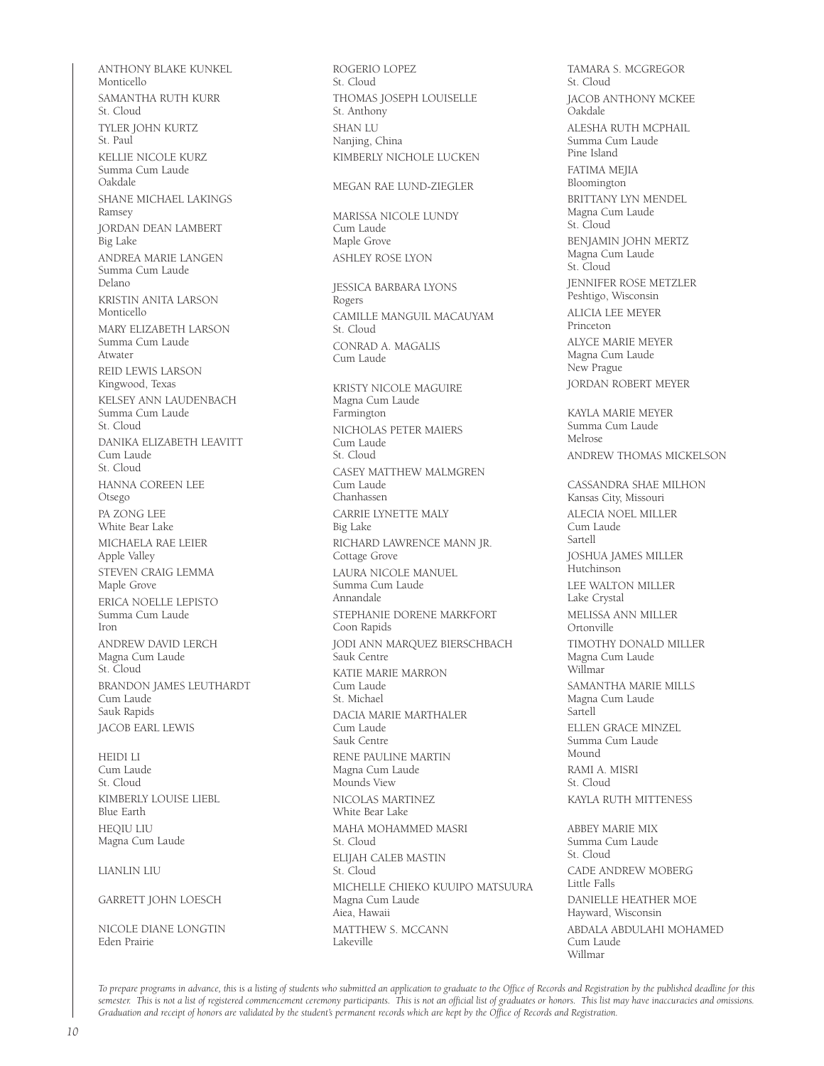ANTHONY BLAKE KUNKEL
Monticello

SAMANTHA RUTH KURR
St. Cloud

TYLER JOHN KURTZ
St. Paul

KELLIE NICOLE KURZ
Summa Cum Laude
Oakdale

SHANE MICHAEL LAKINGS
Ramsey

JORDAN DEAN LAMBERT
Big Lake

ANDREA MARIE LANGEN
Summa Cum Laude
Delano

KRISTIN ANITA LARSON
Monticello

MARY ELIZABETH LARSON
Summa Cum Laude
Atwater

REID LEWIS LARSON
Kingwood, Texas

KELSEY ANN LAUDENBACH
Summa Cum Laude
St. Cloud

DANIKA ELIZABETH LEAVITT
Cum Laude
St. Cloud

HANNA COREEN LEE
Otsego

PA ZONG LEE
White Bear Lake

MICHAELA RAE LEIER
Apple Valley

STEVEN CRAIG LEMMA
Maple Grove

ERICA NOELLE LEPISTO
Summa Cum Laude
Iron

ANDREW DAVID LERCH
Magna Cum Laude
St. Cloud

BRANDON JAMES LEUTHARDT
Cum Laude
Sauk Rapids

JACOB EARL LEWIS

HEIDI LI
Cum Laude
St. Cloud

KIMBERLY LOUISE LIEBL
Blue Earth

HEQIU LIU
Magna Cum Laude

LIANLIN LIU

GARRETT JOHN LOESCH

NICOLE DIANE LONGTIN
Eden Prairie

ROGERIO LOPEZ
St. Cloud

THOMAS JOSEPH LOUISELLE
St. Anthony

SHAN LU
Nanjing, China

KIMBERLY NICHOLE LUCKEN

MEGAN RAE LUND-ZIEGLER

MARISSA NICOLE LUNDY
Cum Laude
Maple Grove

ASHLEY ROSE LYON

JESSICA BARBARA LYONS
Rogers

CAMILLE MANGUIL MACAUYAM
St. Cloud

CONRAD A. MAGALIS
Cum Laude

KRISTY NICOLE MAGUIRE
Magna Cum Laude
Farmington

NICHOLAS PETER MAIERS
Cum Laude
St. Cloud

CASEY MATTHEW MALMGREN
Cum Laude
Chanhassen

CARRIE LYNETTE MALY
Big Lake

RICHARD LAWRENCE MANN JR.
Cottage Grove

LAURA NICOLE MANUEL
Summa Cum Laude
Annandale

STEPHANIE DORENE MARKFORT
Coon Rapids

JODI ANN MARQUEZ BIERSCHBACH
Sauk Centre

KATIE MARIE MARRON
Cum Laude
St. Michael

DACIA MARIE MARTHALER
Cum Laude
Sauk Centre

RENE PAULINE MARTIN
Magna Cum Laude
Mounds View

NICOLAS MARTINEZ
White Bear Lake

MAHA MOHAMMED MASRI
St. Cloud

ELIJAH CALEB MASTIN
St. Cloud

MICHELLE CHIEKO KUUIPO MATSUURA
Magna Cum Laude
Aiea, Hawaii

MATTHEW S. MCCANN
Lakeville

TAMARA S. MCGREGOR
St. Cloud

JACOB ANTHONY MCKEE
Oakdale

ALESHA RUTH MCPHAIL
Summa Cum Laude
Pine Island

FATIMA MEJIA
Bloomington

BRITTANY LYN MENDEL
Magna Cum Laude
St. Cloud

BENJAMIN JOHN MERTZ
Magna Cum Laude
St. Cloud

JENNIFER ROSE METZLER
Peshtigo, Wisconsin

ALICIA LEE MEYER
Princeton

ALYCE MARIE MEYER
Magna Cum Laude
New Prague

JORDAN ROBERT MEYER

KAYLA MARIE MEYER
Summa Cum Laude
Melrose

ANDREW THOMAS MICKELSON

CASSANDRA SHAE MILHON
Kansas City, Missouri

ALECIA NOEL MILLER
Cum Laude
Sartell

JOSHUA JAMES MILLER
Hutchinson

LEE WALTON MILLER
Lake Crystal

MELISSA ANN MILLER
Ortonville

TIMOTHY DONALD MILLER
Magna Cum Laude
Willmar

SAMANTHA MARIE MILLS
Magna Cum Laude
Sartell

ELLEN GRACE MINZEL
Summa Cum Laude
Mound

RAMI A. MISRI
St. Cloud

KAYLA RUTH MITTENESS

ABBEY MARIE MIX
Summa Cum Laude
St. Cloud

CADE ANDREW MOBERG
Little Falls

DANIELLE HEATHER MOE
Hayward, Wisconsin

ABDALA ABDULAHI MOHAMED
Cum Laude
Willmar

*To prepare programs in advance, this is a listing of students who submitted an application to graduate to the Office of Records and Registration by the published deadline for this semester. This is not a list of registered commencement ceremony participants. This is not an official list of graduates or honors. This list may have inaccuracies and omissions. Graduation and receipt of honors are validated by the student's permanent records which are kept by the Office of Records and Registration.*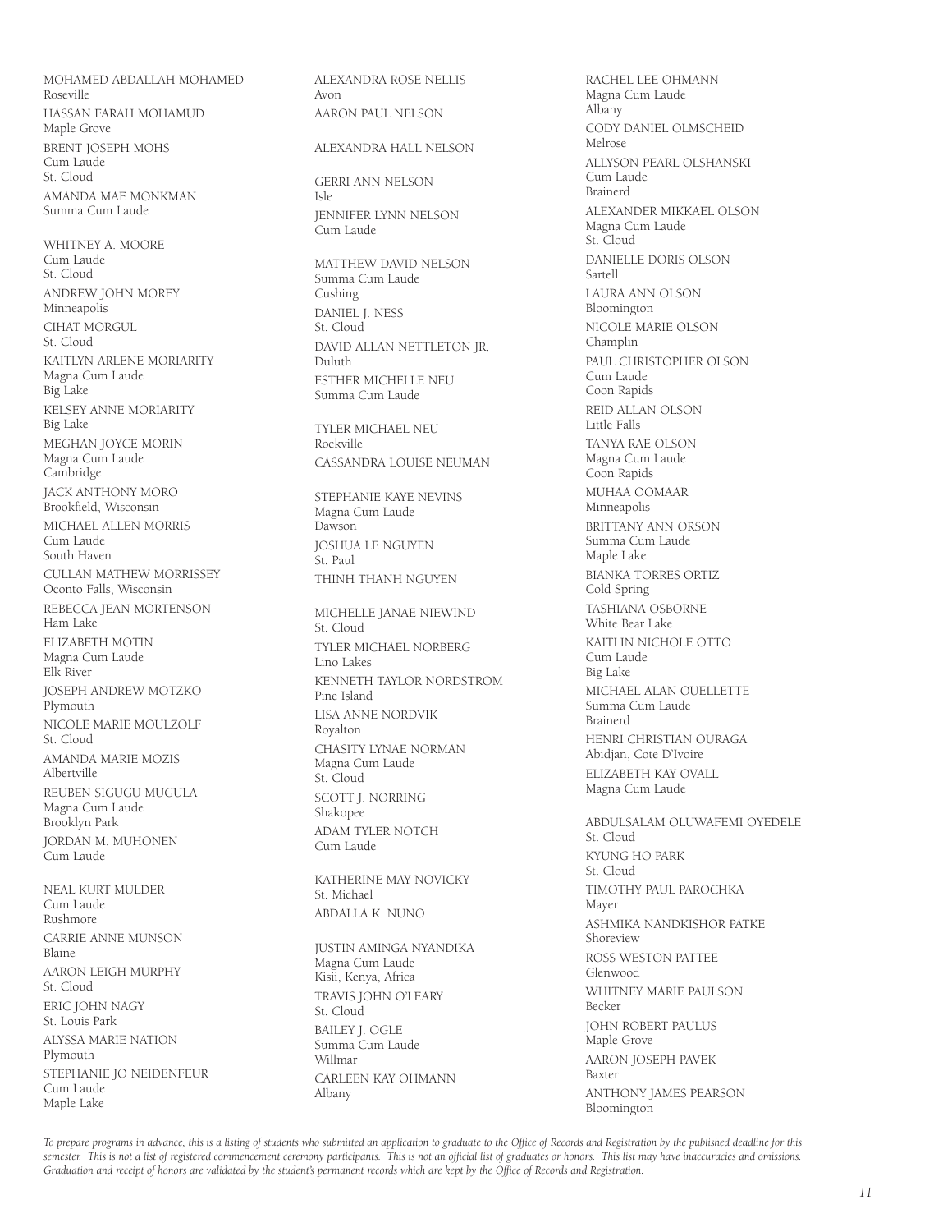MOHAMED ABDALLAH MOHAMED
Roseville

HASSAN FARAH MOHAMUD
Maple Grove

BRENT JOSEPH MOHS
Cum Laude
St. Cloud

AMANDA MAE MONKMAN
Summa Cum Laude

WHITNEY A. MOORE
Cum Laude
St. Cloud

ANDREW JOHN MOREY
Minneapolis

CIHAT MORGUL
St. Cloud

KAITLYN ARLENE MORIARITY
Magna Cum Laude
Big Lake

KELSEY ANNE MORIARITY
Big Lake

MEGHAN JOYCE MORIN
Magna Cum Laude
Cambridge

JACK ANTHONY MORO
Brookfield, Wisconsin

MICHAEL ALLEN MORRIS
Cum Laude
South Haven

CULLAN MATHEW MORRISSEY
Oconto Falls, Wisconsin

REBECCA JEAN MORTENSON
Ham Lake

ELIZABETH MOTIN
Magna Cum Laude
Elk River

JOSEPH ANDREW MOTZKO
Plymouth

NICOLE MARIE MOULZOLF
St. Cloud

AMANDA MARIE MOZIS
Albertville

REUBEN SIGUGU MUGULA
Magna Cum Laude
Brooklyn Park

JORDAN M. MUHONEN
Cum Laude

NEAL KURT MULDER
Cum Laude
Rushmore

CARRIE ANNE MUNSON
Blaine

AARON LEIGH MURPHY
St. Cloud

ERIC JOHN NAGY
St. Louis Park

ALYSSA MARIE NATION
Plymouth

STEPHANIE JO NEIDENFEUR
Cum Laude
Maple Lake

ALEXANDRA ROSE NELLIS
Avon

AARON PAUL NELSON

ALEXANDRA HALL NELSON

GERRI ANN NELSON
Isle

JENNIFER LYNN NELSON
Cum Laude

MATTHEW DAVID NELSON
Summa Cum Laude
Cushing

DANIEL J. NESS
St. Cloud

DAVID ALLAN NETTLETON JR.
Duluth

ESTHER MICHELLE NEU
Summa Cum Laude

TYLER MICHAEL NEU
Rockville

CASSANDRA LOUISE NEUMAN

STEPHANIE KAYE NEVINS
Magna Cum Laude
Dawson

JOSHUA LE NGUYEN
St. Paul

THINH THANH NGUYEN

MICHELLE JANAE NIEWIND
St. Cloud

TYLER MICHAEL NORBERG
Lino Lakes

KENNETH TAYLOR NORDSTROM
Pine Island

LISA ANNE NORDVIK
Royalton

CHASITY LYNAE NORMAN
Magna Cum Laude
St. Cloud

SCOTT J. NORRING
Shakopee

ADAM TYLER NOTCH
Cum Laude

KATHERINE MAY NOVICKY
St. Michael

ABDALLA K. NUNO

JUSTIN AMINGA NYANDIKA
Magna Cum Laude
Kisii, Kenya, Africa

TRAVIS JOHN O'LEARY
St. Cloud

BAILEY J. OGLE
Summa Cum Laude
Willmar

CARLEEN KAY OHMANN
Albany

RACHEL LEE OHMANN
Magna Cum Laude
Albany

CODY DANIEL OLMSCHEID
Melrose

ALLYSON PEARL OLSHANSKI
Cum Laude
Brainerd

ALEXANDER MIKKAEL OLSON
Magna Cum Laude
St. Cloud

DANIELLE DORIS OLSON
Sartell

LAURA ANN OLSON
Bloomington

NICOLE MARIE OLSON
Champlin

PAUL CHRISTOPHER OLSON
Cum Laude
Coon Rapids

REID ALLAN OLSON
Little Falls

TANYA RAE OLSON
Magna Cum Laude
Coon Rapids

MUHAA OOMAAR
Minneapolis

BRITTANY ANN ORSON
Summa Cum Laude
Maple Lake

BIANKA TORRES ORTIZ
Cold Spring

TASHIANA OSBORNE
White Bear Lake

KAITLIN NICHOLE OTTO
Cum Laude
Big Lake

MICHAEL ALAN OUELLETTE
Summa Cum Laude
Brainerd

HENRI CHRISTIAN OURAGA
Abidjan, Cote D'Ivoire

ELIZABETH KAY OVALL
Magna Cum Laude

ABDULSALAM OLUWAFEMI OYEDELE
St. Cloud

KYUNG HO PARK
St. Cloud

TIMOTHY PAUL PAROCHKA
Mayer

ASHMIKA NANDKISHOR PATKE
Shoreview

ROSS WESTON PATTEE
Glenwood

WHITNEY MARIE PAULSON
Becker

JOHN ROBERT PAULUS
Maple Grove

AARON JOSEPH PAVEK
Baxter

ANTHONY JAMES PEARSON
Bloomington

*To prepare programs in advance, this is a listing of students who submitted an application to graduate to the Office of Records and Registration by the published deadline for this semester. This is not a list of registered commencement ceremony participants. This is not an official list of graduates or honors. This list may have inaccuracies and omissions. Graduation and receipt of honors are validated by the student's permanent records which are kept by the Office of Records and Registration.*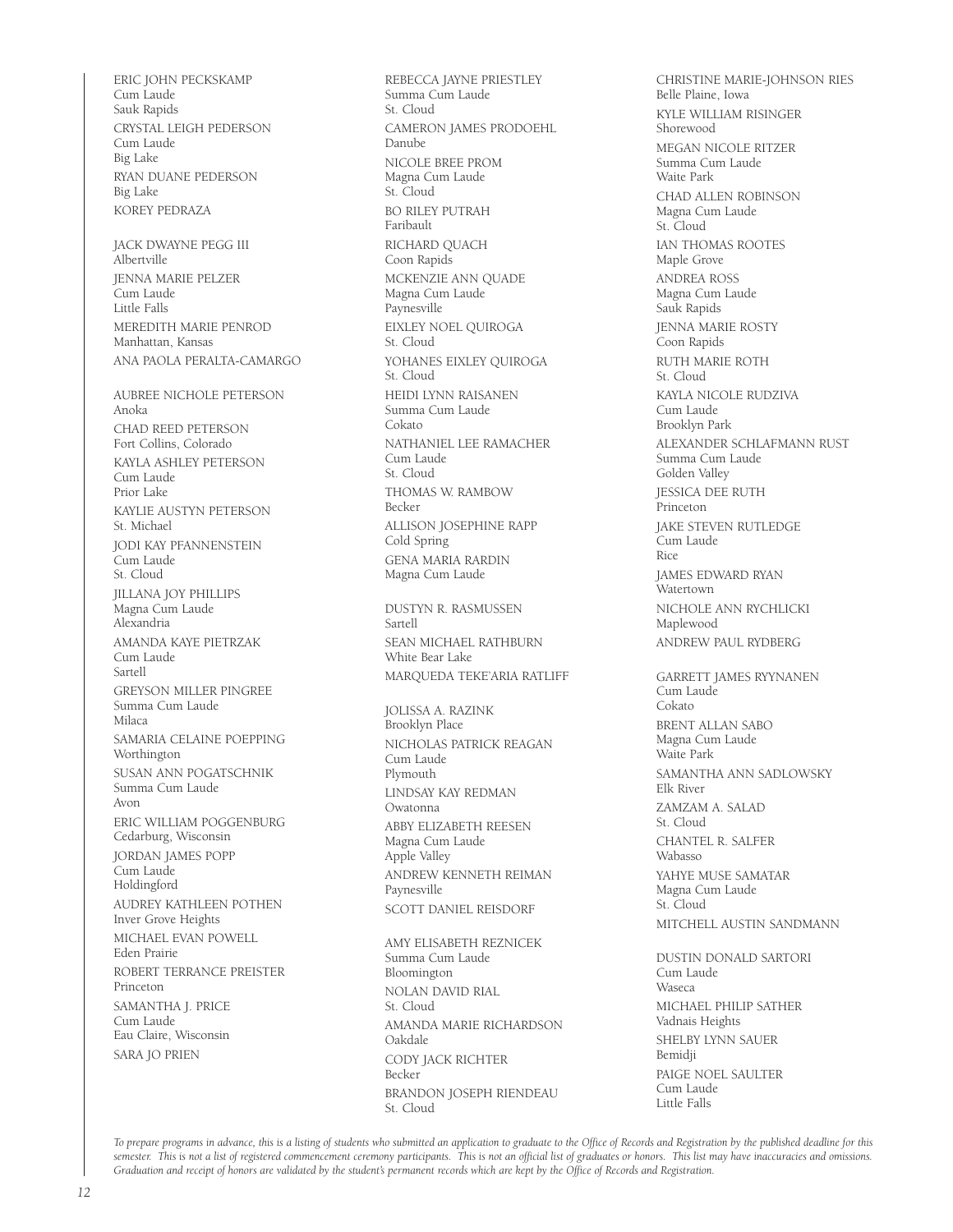ERIC JOHN PECKSKAMP
Cum Laude
Sauk Rapids

CRYSTAL LEIGH PEDERSON
Cum Laude
Big Lake

RYAN DUANE PEDERSON
Big Lake

KOREY PEDRAZA

JACK DWAYNE PEGG III
Albertville

JENNA MARIE PELZER
Cum Laude
Little Falls

MEREDITH MARIE PENROD
Manhattan, Kansas

ANA PAOLA PERALTA-CAMARGO

AUBREE NICHOLE PETERSON
Anoka

CHAD REED PETERSON
Fort Collins, Colorado

KAYLA ASHLEY PETERSON
Cum Laude
Prior Lake

KAYLIE AUSTYN PETERSON
St. Michael

JODI KAY PFANNENSTEIN
Cum Laude
St. Cloud

JILLANA JOY PHILLIPS
Magna Cum Laude
Alexandria

AMANDA KAYE PIETRZAK
Cum Laude
Sartell

GREYSON MILLER PINGREE
Summa Cum Laude
Milaca

SAMARIA CELAINE POEPPING
Worthington

SUSAN ANN POGATSCHNIK
Summa Cum Laude
Avon

ERIC WILLIAM POGGENBURG
Cedarburg, Wisconsin

JORDAN JAMES POPP
Cum Laude
Holdingford

AUDREY KATHLEEN POTHEN
Inver Grove Heights

MICHAEL EVAN POWELL
Eden Prairie

ROBERT TERRANCE PREISTER
Princeton

SAMANTHA J. PRICE
Cum Laude
Eau Claire, Wisconsin

SARA JO PRIEN

REBECCA JAYNE PRIESTLEY
Summa Cum Laude
St. Cloud

CAMERON JAMES PRODOEHL
Danube

NICOLE BREE PROM
Magna Cum Laude
St. Cloud

BO RILEY PUTRAH
Faribault

RICHARD QUACH
Coon Rapids

MCKENZIE ANN QUADE
Magna Cum Laude
Paynesville

EIXLEY NOEL QUIROGA
St. Cloud

YOHANES EIXLEY QUIROGA
St. Cloud

HEIDI LYNN RAISANEN
Summa Cum Laude
Cokato

NATHANIEL LEE RAMACHER
Cum Laude
St. Cloud

THOMAS W. RAMBOW
Becker

ALLISON JOSEPHINE RAPP
Cold Spring

GENA MARIA RARDIN
Magna Cum Laude

DUSTYN R. RASMUSSEN
Sartell

SEAN MICHAEL RATHBURN
White Bear Lake

MARQUEDA TEKE'ARIA RATLIFF

JOLISSA A. RAZINK
Brooklyn Place

NICHOLAS PATRICK REAGAN
Cum Laude
Plymouth

LINDSAY KAY REDMAN
Owatonna

ABBY ELIZABETH REESEN
Magna Cum Laude
Apple Valley

ANDREW KENNETH REIMAN
Paynesville

SCOTT DANIEL REISDORF

AMY ELISABETH REZNICEK
Summa Cum Laude
Bloomington

NOLAN DAVID RIAL
St. Cloud

AMANDA MARIE RICHARDSON
Oakdale

CODY JACK RICHTER
Becker

BRANDON JOSEPH RIENDEAU
St. Cloud

CHRISTINE MARIE-JOHNSON RIES
Belle Plaine, Iowa

KYLE WILLIAM RISINGER
Shorewood

MEGAN NICOLE RITZER
Summa Cum Laude
Waite Park

CHAD ALLEN ROBINSON
Magna Cum Laude
St. Cloud

IAN THOMAS ROOTES
Maple Grove

ANDREA ROSS
Magna Cum Laude
Sauk Rapids

JENNA MARIE ROSTY
Coon Rapids

RUTH MARIE ROTH
St. Cloud

KAYLA NICOLE RUDZIVA
Cum Laude
Brooklyn Park

ALEXANDER SCHLAFMANN RUST
Summa Cum Laude
Golden Valley

JESSICA DEE RUTH
Princeton

JAKE STEVEN RUTLEDGE
Cum Laude
Rice

JAMES EDWARD RYAN
Watertown

NICHOLE ANN RYCHLICKI
Maplewood

ANDREW PAUL RYDBERG

GARRETT JAMES RYYNANEN
Cum Laude
Cokato

BRENT ALLAN SABO
Magna Cum Laude
Waite Park

SAMANTHA ANN SADLOWSKY
Elk River

ZAMZAM A. SALAD
St. Cloud

CHANTEL R. SALFER
Wabasso

YAHYE MUSE SAMATAR
Magna Cum Laude
St. Cloud

MITCHELL AUSTIN SANDMANN

DUSTIN DONALD SARTORI
Cum Laude
Waseca

MICHAEL PHILIP SATHER
Vadnais Heights

SHELBY LYNN SAUER
Bemidji

PAIGE NOEL SAULTER
Cum Laude
Little Falls

*To prepare programs in advance, this is a listing of students who submitted an application to graduate to the Office of Records and Registration by the published deadline for this semester. This is not a list of registered commencement ceremony participants. This is not an official list of graduates or honors. This list may have inaccuracies and omissions. Graduation and receipt of honors are validated by the student's permanent records which are kept by the Office of Records and Registration.*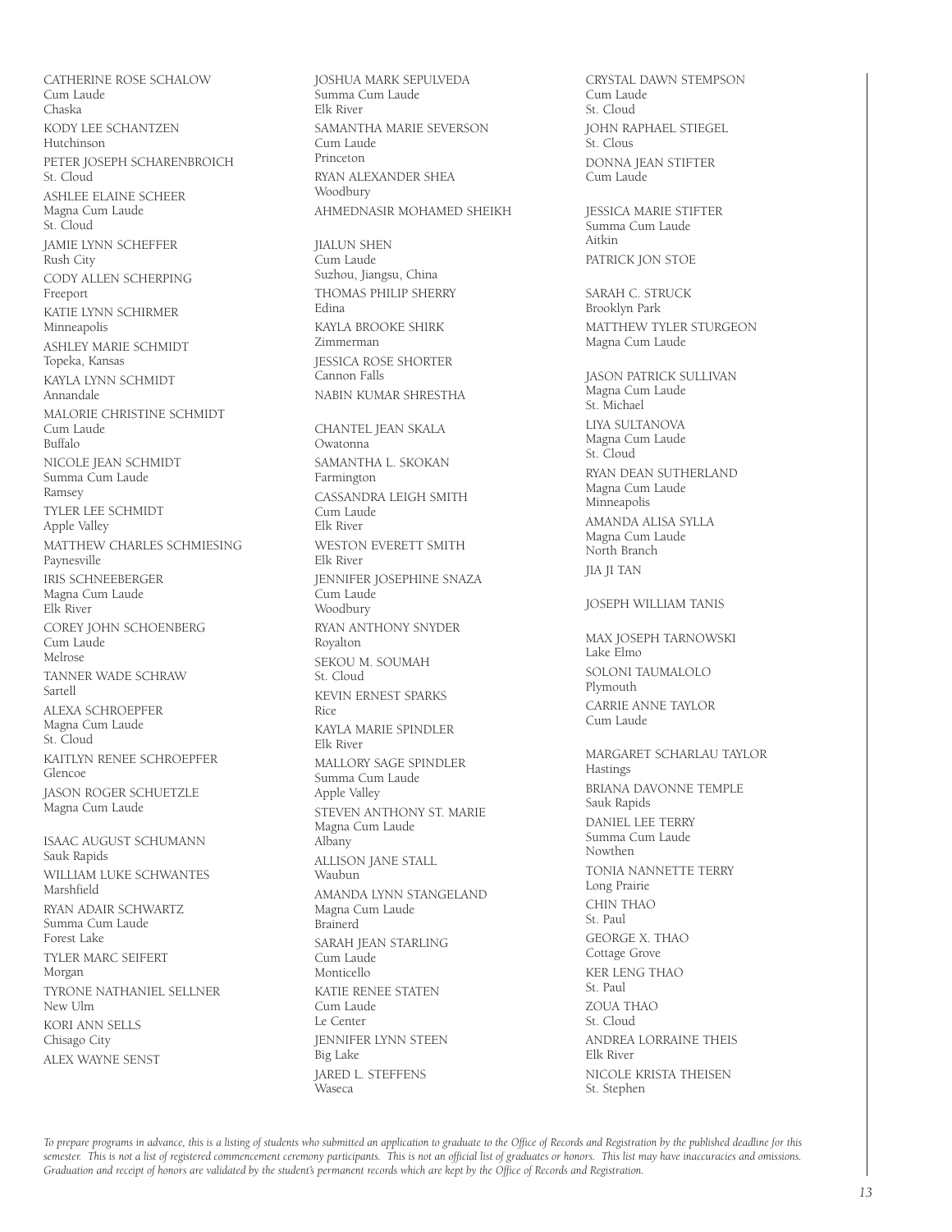CATHERINE ROSE SCHALOW
Cum Laude
Chaska

KODY LEE SCHANTZEN
Hutchinson

PETER JOSEPH SCHARENBROICH
St. Cloud

ASHLEE ELAINE SCHEER
Magna Cum Laude
St. Cloud

JAMIE LYNN SCHEFFER
Rush City

CODY ALLEN SCHERPING
Freeport

KATIE LYNN SCHIRMER
Minneapolis

ASHLEY MARIE SCHMIDT
Topeka, Kansas

KAYLA LYNN SCHMIDT
Annandale

MALORIE CHRISTINE SCHMIDT
Cum Laude
Buffalo

NICOLE JEAN SCHMIDT
Summa Cum Laude
Ramsey

TYLER LEE SCHMIDT
Apple Valley

MATTHEW CHARLES SCHMIESING
Paynesville

IRIS SCHNEEBERGER
Magna Cum Laude
Elk River

COREY JOHN SCHOENBERG
Cum Laude
Melrose

TANNER WADE SCHRAW
Sartell

ALEXA SCHROEPFER
Magna Cum Laude
St. Cloud

KAITLYN RENEE SCHROEPFER
Glencoe

JASON ROGER SCHUETZLE
Magna Cum Laude

ISAAC AUGUST SCHUMANN
Sauk Rapids

WILLIAM LUKE SCHWANTES
Marshfield

RYAN ADAIR SCHWARTZ
Summa Cum Laude
Forest Lake

TYLER MARC SEIFERT
Morgan

TYRONE NATHANIEL SELLNER
New Ulm

KORI ANN SELLS
Chisago City

ALEX WAYNE SENST

JOSHUA MARK SEPULVEDA
Summa Cum Laude
Elk River

SAMANTHA MARIE SEVERSON
Cum Laude
Princeton

RYAN ALEXANDER SHEA
Woodbury

AHMEDNASIR MOHAMED SHEIKH

JIALUN SHEN
Cum Laude
Suzhou, Jiangsu, China

THOMAS PHILIP SHERRY
Edina

KAYLA BROOKE SHIRK
Zimmerman

JESSICA ROSE SHORTER
Cannon Falls

NABIN KUMAR SHRESTHA

CHANTEL JEAN SKALA
Owatonna

SAMANTHA L. SKOKAN
Farmington

CASSANDRA LEIGH SMITH
Cum Laude
Elk River

WESTON EVERETT SMITH
Elk River

JENNIFER JOSEPHINE SNAZA
Cum Laude
Woodbury

RYAN ANTHONY SNYDER
Royalton

SEKOU M. SOUMAH
St. Cloud

KEVIN ERNEST SPARKS
Rice

KAYLA MARIE SPINDLER
Elk River

MALLORY SAGE SPINDLER
Summa Cum Laude
Apple Valley

STEVEN ANTHONY ST. MARIE
Magna Cum Laude
Albany

ALLISON JANE STALL
Waubun

AMANDA LYNN STANGELAND
Magna Cum Laude
Brainerd

SARAH JEAN STARLING
Cum Laude
Monticello

KATIE RENEE STATEN
Cum Laude
Le Center

JENNIFER LYNN STEEN
Big Lake

JARED L. STEFFENS
Waseca

CRYSTAL DAWN STEMPSON
Cum Laude
St. Cloud

JOHN RAPHAEL STIEGEL
St. Clous

DONNA JEAN STIFTER
Cum Laude

JESSICA MARIE STIFTER
Summa Cum Laude
Aitkin

PATRICK JON STOE

SARAH C. STRUCK
Brooklyn Park

MATTHEW TYLER STURGEON
Magna Cum Laude

JASON PATRICK SULLIVAN
Magna Cum Laude
St. Michael

LIYA SULTANOVA
Magna Cum Laude
St. Cloud

RYAN DEAN SUTHERLAND
Magna Cum Laude
Minneapolis

AMANDA ALISA SYLLA
Magna Cum Laude
North Branch

JIA JI TAN

JOSEPH WILLIAM TANIS

MAX JOSEPH TARNOWSKI
Lake Elmo

SOLONI TAUMALOLO
Plymouth

CARRIE ANNE TAYLOR
Cum Laude

MARGARET SCHARLAU TAYLOR
Hastings

BRIANA DAVONNE TEMPLE
Sauk Rapids

DANIEL LEE TERRY
Summa Cum Laude
Nowthen

TONIA NANNETTE TERRY
Long Prairie

CHIN THAO
St. Paul

GEORGE X. THAO
Cottage Grove

KER LENG THAO
St. Paul

ZOUA THAO
St. Cloud

ANDREA LORRAINE THEIS
Elk River

NICOLE KRISTA THEISEN
St. Stephen

*To prepare programs in advance, this is a listing of students who submitted an application to graduate to the Office of Records and Registration by the published deadline for this semester. This is not a list of registered commencement ceremony participants. This is not an official list of graduates or honors. This list may have inaccuracies and omissions. Graduation and receipt of honors are validated by the student's permanent records which are kept by the Office of Records and Registration.*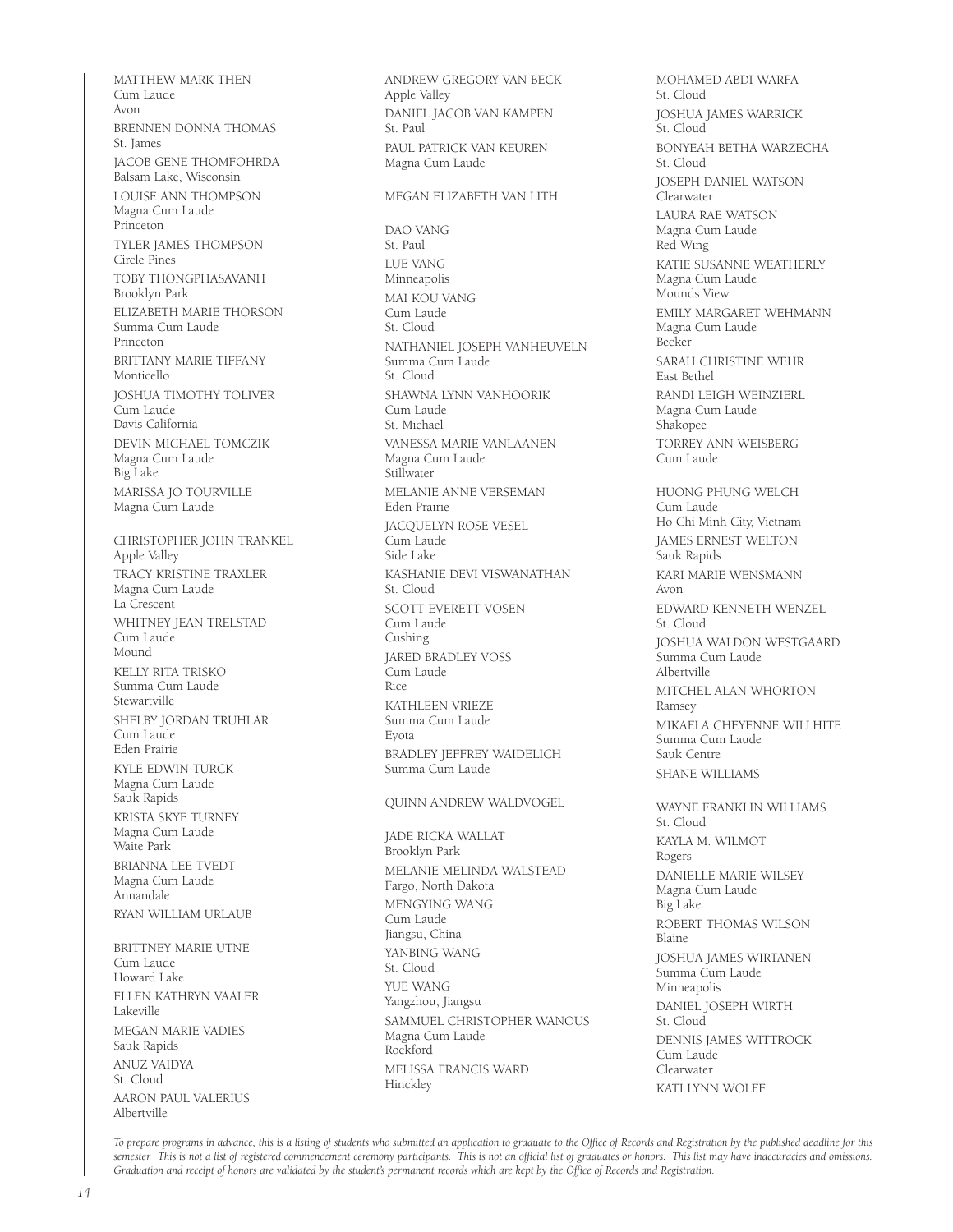MATTHEW MARK THEN
Cum Laude
Avon

BRENNEN DONNA THOMAS
St. James

JACOB GENE THOMFOHRDA
Balsam Lake, Wisconsin

LOUISE ANN THOMPSON
Magna Cum Laude
Princeton

TYLER JAMES THOMPSON
Circle Pines

TOBY THONGPHASAVANH
Brooklyn Park

ELIZABETH MARIE THORSON
Summa Cum Laude
Princeton

BRITTANY MARIE TIFFANY
Monticello

JOSHUA TIMOTHY TOLIVER
Cum Laude
Davis California

DEVIN MICHAEL TOMCZIK
Magna Cum Laude
Big Lake

MARISSA JO TOURVILLE
Magna Cum Laude

CHRISTOPHER JOHN TRANKEL
Apple Valley

TRACY KRISTINE TRAXLER
Magna Cum Laude
La Crescent

WHITNEY JEAN TRELSTAD
Cum Laude
Mound

KELLY RITA TRISKO
Summa Cum Laude
Stewartville

SHELBY JORDAN TRUHLAR
Cum Laude
Eden Prairie

KYLE EDWIN TURCK
Magna Cum Laude
Sauk Rapids

KRISTA SKYE TURNEY
Magna Cum Laude
Waite Park

BRIANNA LEE TVEDT
Magna Cum Laude
Annandale

RYAN WILLIAM URLAUB

BRITTNEY MARIE UTNE
Cum Laude
Howard Lake

ELLEN KATHRYN VAALER
Lakeville

MEGAN MARIE VADIES
Sauk Rapids

ANUZ VAIDYA
St. Cloud

AARON PAUL VALERIUS
Albertville

ANDREW GREGORY VAN BECK
Apple Valley

DANIEL JACOB VAN KAMPEN
St. Paul

PAUL PATRICK VAN KEUREN
Magna Cum Laude

MEGAN ELIZABETH VAN LITH

DAO VANG
St. Paul

LUE VANG
Minneapolis

MAI KOU VANG
Cum Laude
St. Cloud

NATHANIEL JOSEPH VANHEUVELN
Summa Cum Laude
St. Cloud

SHAWNA LYNN VANHOORIK
Cum Laude
St. Michael

VANESSA MARIE VANLAANEN
Magna Cum Laude
Stillwater

MELANIE ANNE VERSEMAN
Eden Prairie

JACQUELYN ROSE VESEL
Cum Laude
Side Lake

KASHANIE DEVI VISWANATHAN
St. Cloud

SCOTT EVERETT VOSEN
Cum Laude
Cushing

JARED BRADLEY VOSS
Cum Laude
Rice

KATHLEEN VRIEZE
Summa Cum Laude
Eyota

BRADLEY JEFFREY WAIDELICH
Summa Cum Laude

QUINN ANDREW WALDVOGEL

JADE RICKA WALLAT
Brooklyn Park

MELANIE MELINDA WALSTEAD
Fargo, North Dakota

MENGYING WANG
Cum Laude
Jiangsu, China

YANBING WANG
St. Cloud

YUE WANG
Yangzhou, Jiangsu

SAMMUEL CHRISTOPHER WANOUS
Magna Cum Laude
Rockford

MELISSA FRANCIS WARD
Hinckley

MOHAMED ABDI WARFA
St. Cloud

JOSHUA JAMES WARRICK
St. Cloud

BONYEAH BETHA WARZECHA
St. Cloud

JOSEPH DANIEL WATSON
Clearwater

LAURA RAE WATSON
Magna Cum Laude
Red Wing

KATIE SUSANNE WEATHERLY
Magna Cum Laude
Mounds View

EMILY MARGARET WEHMANN
Magna Cum Laude
Becker

SARAH CHRISTINE WEHR
East Bethel

RANDI LEIGH WEINZIERL
Magna Cum Laude
Shakopee

TORREY ANN WEISBERG
Cum Laude

HUONG PHUNG WELCH
Cum Laude
Ho Chi Minh City, Vietnam

JAMES ERNEST WELTON
Sauk Rapids

KARI MARIE WENSMANN
Avon

EDWARD KENNETH WENZEL
St. Cloud

JOSHUA WALDON WESTGAARD
Summa Cum Laude
Albertville

MITCHEL ALAN WHORTON
Ramsey

MIKAELA CHEYENNE WILLHITE
Summa Cum Laude
Sauk Centre

SHANE WILLIAMS

WAYNE FRANKLIN WILLIAMS
St. Cloud

KAYLA M. WILMOT
Rogers

DANIELLE MARIE WILSEY
Magna Cum Laude
Big Lake

ROBERT THOMAS WILSON
Blaine

JOSHUA JAMES WIRTANEN
Summa Cum Laude
Minneapolis

DANIEL JOSEPH WIRTH
St. Cloud

DENNIS JAMES WITTROCK
Cum Laude
Clearwater

KATI LYNN WOLFF

*To prepare programs in advance, this is a listing of students who submitted an application to graduate to the Office of Records and Registration by the published deadline for this semester. This is not a list of registered commencement ceremony participants. This is not an official list of graduates or honors. This list may have inaccuracies and omissions. Graduation and receipt of honors are validated by the student's permanent records which are kept by the Office of Records and Registration.*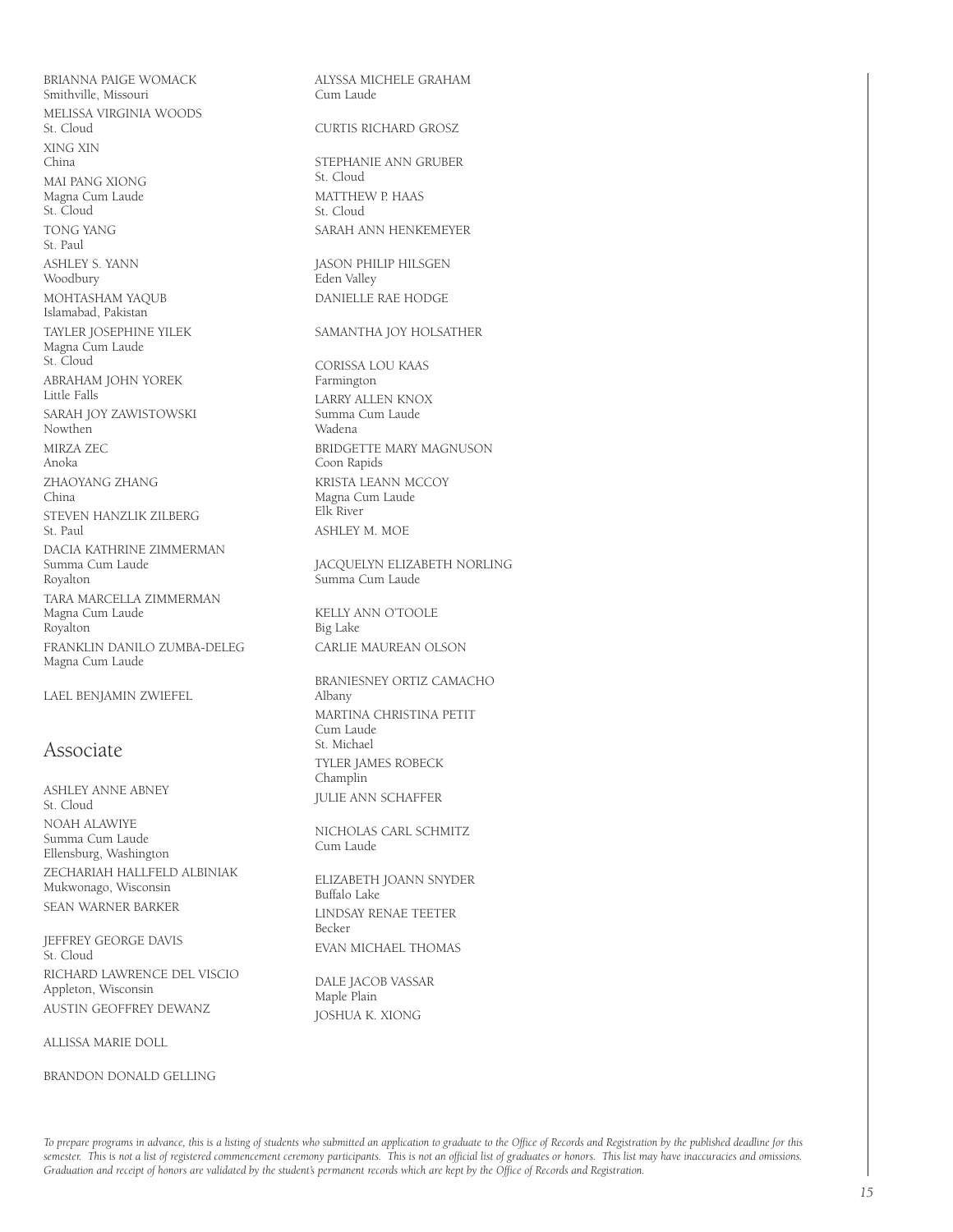BRIANNA PAIGE WOMACK
Smithville, Missouri

MELISSA VIRGINIA WOODS
St. Cloud

XING XIN
China

MAI PANG XIONG
Magna Cum Laude
St. Cloud

TONG YANG
St. Paul

ASHLEY S. YANN
Woodbury

MOHTASHAM YAQUB
Islamabad, Pakistan

TAYLER JOSEPHINE YILEK
Magna Cum Laude
St. Cloud

ABRAHAM JOHN YOREK
Little Falls

SARAH JOY ZAWISTOWSKI
Nowthen

MIRZA ZEC
Anoka

ZHAOYANG ZHANG
China

STEVEN HANZLIK ZILBERG
St. Paul

DACIA KATHRINE ZIMMERMAN
Summa Cum Laude
Royalton

TARA MARCELLA ZIMMERMAN
Magna Cum Laude
Royalton

FRANKLIN DANILO ZUMBA-DELEG
Magna Cum Laude

LAEL BENJAMIN ZWIEFEL

## Associate

ASHLEY ANNE ABNEY
St. Cloud

NOAH ALAWIYE
Summa Cum Laude
Ellensburg, Washington

ZECHARIAH HALLFELD ALBINIAK
Mukwonago, Wisconsin

SEAN WARNER BARKER

JEFFREY GEORGE DAVIS
St. Cloud

RICHARD LAWRENCE DEL VISCIO
Appleton, Wisconsin

AUSTIN GEOFFREY DEWANZ

ALLISSA MARIE DOLL

BRANDON DONALD GELLING

ALYSSA MICHELE GRAHAM
Cum Laude

CURTIS RICHARD GROSZ

STEPHANIE ANN GRUBER
St. Cloud

MATTHEW P. HAAS
St. Cloud

SARAH ANN HENKEMEYER

JASON PHILIP HILSGEN
Eden Valley

DANIELLE RAE HODGE

SAMANTHA JOY HOLSATHER

CORISSA LOU KAAS
Farmington

LARRY ALLEN KNOX
Summa Cum Laude
Wadena

BRIDGETTE MARY MAGNUSON
Coon Rapids

KRISTA LEANN MCCOY
Magna Cum Laude
Elk River

ASHLEY M. MOE

JACQUELYN ELIZABETH NORLING
Summa Cum Laude

KELLY ANN O'TOOLE
Big Lake

CARLIE MAUREAN OLSON

BRANIESNEY ORTIZ CAMACHO
Albany

MARTINA CHRISTINA PETIT
Cum Laude
St. Michael

TYLER JAMES ROBECK
Champlin

JULIE ANN SCHAFFER

NICHOLAS CARL SCHMITZ
Cum Laude

ELIZABETH JOANN SNYDER
Buffalo Lake

LINDSAY RENAE TEETER
Becker

EVAN MICHAEL THOMAS

DALE JACOB VASSAR
Maple Plain

JOSHUA K. XIONG

*To prepare programs in advance, this is a listing of students who submitted an application to graduate to the Office of Records and Registration by the published deadline for this semester. This is not a list of registered commencement ceremony participants. This is not an official list of graduates or honors. This list may have inaccuracies and omissions. Graduation and receipt of honors are validated by the student's permanent records which are kept by the Office of Records and Registration.*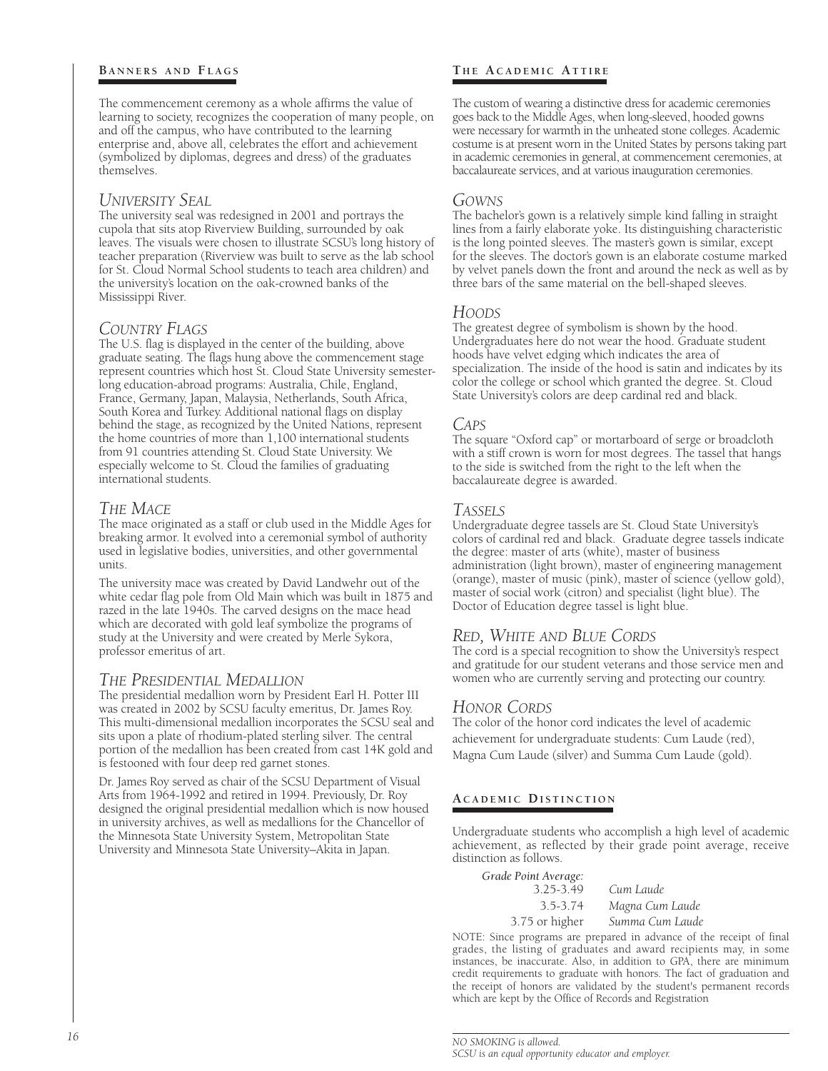## Banners and Flags

The commencement ceremony as a whole affirms the value of learning to society, recognizes the cooperation of many people, on and off the campus, who have contributed to the learning enterprise and, above all, celebrates the effort and achievement (symbolized by diplomas, degrees and dress) of the graduates themselves.

### *University Seal*

The university seal was redesigned in 2001 and portrays the cupola that sits atop Riverview Building, surrounded by oak leaves. The visuals were chosen to illustrate SCSU's long history of teacher preparation (Riverview was built to serve as the lab school for St. Cloud Normal School students to teach area children) and the university's location on the oak-crowned banks of the Mississippi River.

### *Country Flags*

The U.S. flag is displayed in the center of the building, above graduate seating. The flags hung above the commencement stage represent countries which host St. Cloud State University semester-long education-abroad programs: Australia, Chile, England, France, Germany, Japan, Malaysia, Netherlands, South Africa, South Korea and Turkey. Additional national flags on display behind the stage, as recognized by the United Nations, represent the home countries of more than 1,100 international students from 91 countries attending St. Cloud State University. We especially welcome to St. Cloud the families of graduating international students.

### *The Mace*

The mace originated as a staff or club used in the Middle Ages for breaking armor. It evolved into a ceremonial symbol of authority used in legislative bodies, universities, and other governmental units.

The university mace was created by David Landwehr out of the white cedar flag pole from Old Main which was built in 1875 and razed in the late 1940s. The carved designs on the mace head which are decorated with gold leaf symbolize the programs of study at the University and were created by Merle Sykora, professor emeritus of art.

### *The Presidential Medallion*

The presidential medallion worn by President Earl H. Potter III was created in 2002 by SCSU faculty emeritus, Dr. James Roy. This multi-dimensional medallion incorporates the SCSU seal and sits upon a plate of rhodium-plated sterling silver. The central portion of the medallion has been created from cast 14K gold and is festooned with four deep red garnet stones.

Dr. James Roy served as chair of the SCSU Department of Visual Arts from 1964-1992 and retired in 1994. Previously, Dr. Roy designed the original presidential medallion which is now housed in university archives, as well as medallions for the Chancellor of the Minnesota State University System, Metropolitan State University and Minnesota State University–Akita in Japan.

## The Academic Attire

The custom of wearing a distinctive dress for academic ceremonies goes back to the Middle Ages, when long-sleeved, hooded gowns were necessary for warmth in the unheated stone colleges. Academic costume is at present worn in the United States by persons taking part in academic ceremonies in general, at commencement ceremonies, at baccalaureate services, and at various inauguration ceremonies.

### *Gowns*

The bachelor's gown is a relatively simple kind falling in straight lines from a fairly elaborate yoke. Its distinguishing characteristic is the long pointed sleeves. The master's gown is similar, except for the sleeves. The doctor's gown is an elaborate costume marked by velvet panels down the front and around the neck as well as by three bars of the same material on the bell-shaped sleeves.

### *Hoods*

The greatest degree of symbolism is shown by the hood. Undergraduates here do not wear the hood. Graduate student hoods have velvet edging which indicates the area of specialization. The inside of the hood is satin and indicates by its color the college or school which granted the degree. St. Cloud State University's colors are deep cardinal red and black.

### *Caps*

The square "Oxford cap" or mortarboard of serge or broadcloth with a stiff crown is worn for most degrees. The tassel that hangs to the side is switched from the right to the left when the baccalaureate degree is awarded.

### *Tassels*

Undergraduate degree tassels are St. Cloud State University's colors of cardinal red and black. Graduate degree tassels indicate the degree: master of arts (white), master of business administration (light brown), master of engineering management (orange), master of music (pink), master of science (yellow gold), master of social work (citron) and specialist (light blue). The Doctor of Education degree tassel is light blue.

### *Red, White and Blue Cords*

The cord is a special recognition to show the University's respect and gratitude for our student veterans and those service men and women who are currently serving and protecting our country.

### *Honor Cords*

The color of the honor cord indicates the level of academic achievement for undergraduate students: Cum Laude (red), Magna Cum Laude (silver) and Summa Cum Laude (gold).

## Academic Distinction

Undergraduate students who accomplish a high level of academic achievement, as reflected by their grade point average, receive distinction as follows.

| *Grade Point Average:* | |
|---|---|
| 3.25-3.49 | *Cum Laude* |
| 3.5-3.74 | *Magna Cum Laude* |
| 3.75 or higher | *Summa Cum Laude* |

NOTE: Since programs are prepared in advance of the receipt of final grades, the listing of graduates and award recipients may, in some instances, be inaccurate. Also, in addition to GPA, there are minimum credit requirements to graduate with honors. The fact of graduation and the receipt of honors are validated by the student's permanent records which are kept by the Office of Records and Registration

*NO SMOKING is allowed.*
*SCSU is an equal opportunity educator and employer.*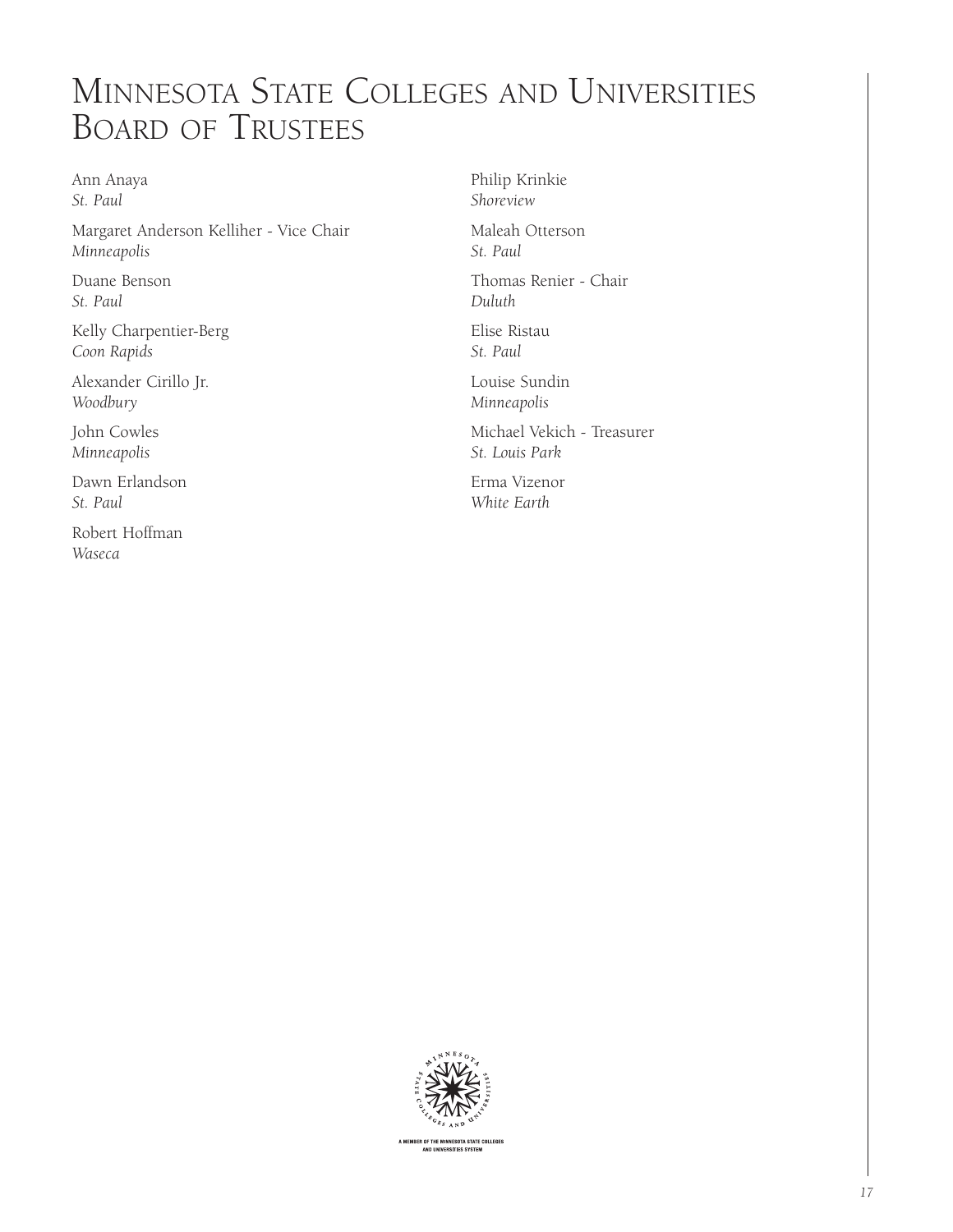# Minnesota State Colleges and Universities Board of Trustees

Ann Anaya
*St. Paul*

Margaret Anderson Kelliher - Vice Chair
*Minneapolis*

Duane Benson
*St. Paul*

Kelly Charpentier-Berg
*Coon Rapids*

Alexander Cirillo Jr.
*Woodbury*

John Cowles
*Minneapolis*

Dawn Erlandson
*St. Paul*

Robert Hoffman
*Waseca*

Philip Krinkie
*Shoreview*

Maleah Otterson
*St. Paul*

Thomas Renier - Chair
*Duluth*

Elise Ristau
*St. Paul*

Louise Sundin
*Minneapolis*

Michael Vekich - Treasurer
*St. Louis Park*

Erma Vizenor
*White Earth*

A MEMBER OF THE MINNESOTA STATE COLLEGES AND UNIVERSITIES SYSTEM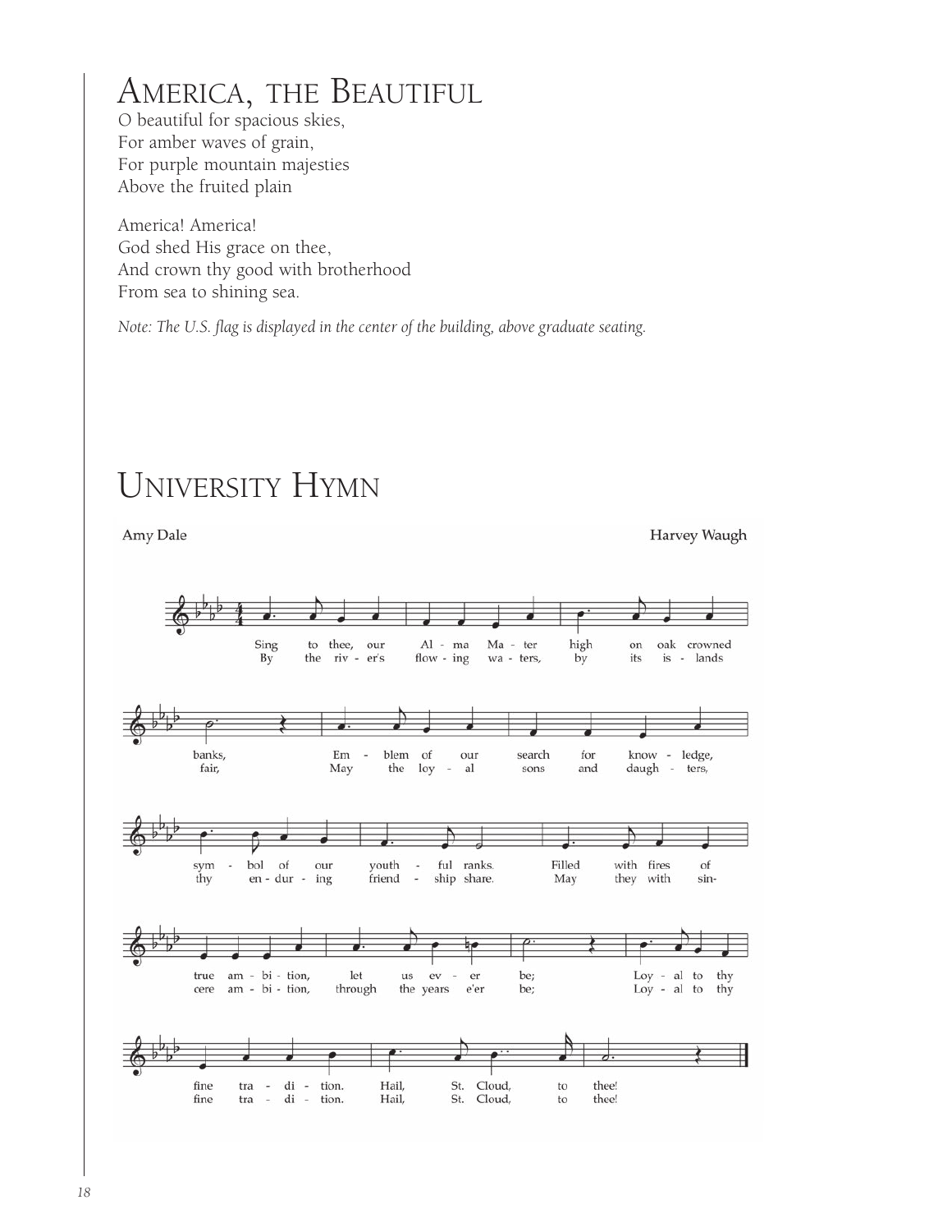# America, the Beautiful

O beautiful for spacious skies,
For amber waves of grain,
For purple mountain majesties
Above the fruited plain

America! America!
God shed His grace on thee,
And crown thy good with brotherhood
From sea to shining sea.

*Note: The U.S. flag is displayed in the center of the building, above graduate seating.*

# University Hymn

Amy Dale

Harvey Waugh

Sing to thee, our Alma Mater high on oak crowned banks,
Emblem of our search for knowledge, symbol of our youthful ranks.
Filled with fires of true ambition, let us ever be;
Loyal to thy fine tradition. Hail, St. Cloud, to thee!

By the river's flowing waters, by its islands fair,
May the loyal sons and daughters, thy enduring friendship share.
May they with sincere ambition, through the years e'er be;
Loyal to thy fine tradition. Hail, St. Cloud, to thee!